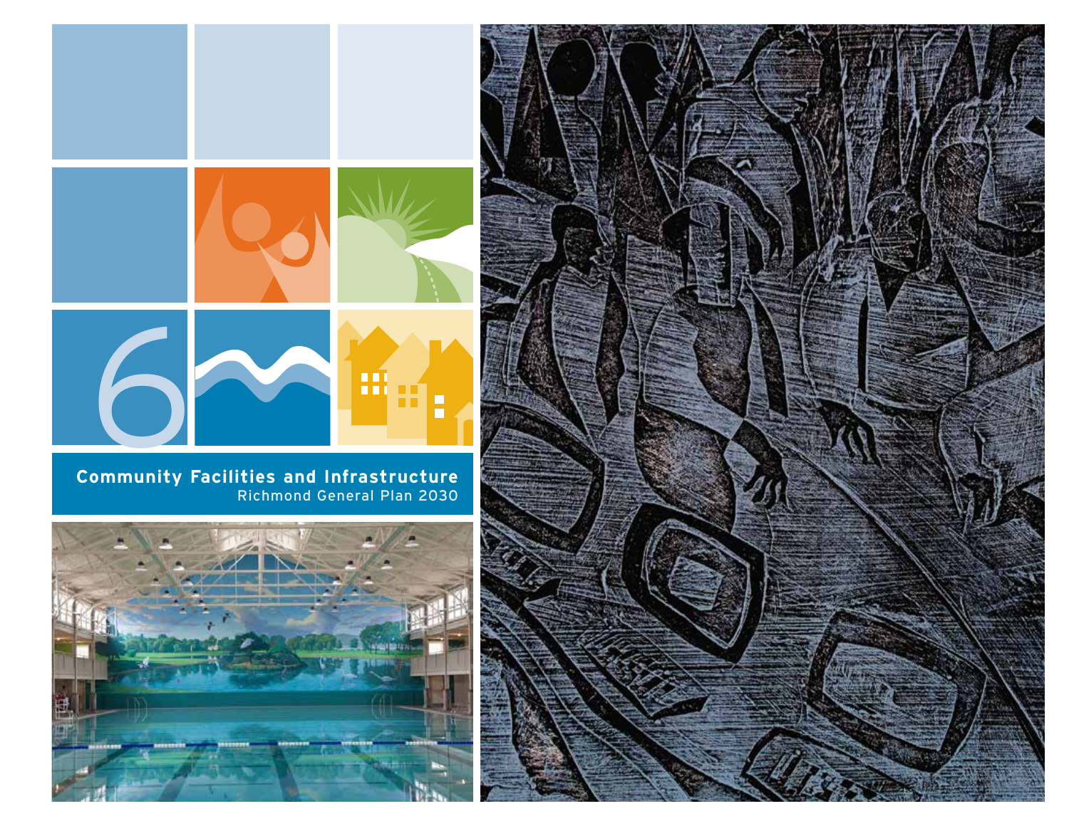# 6

## Community Facilities and Infrastructure

Richmond General Plan 2030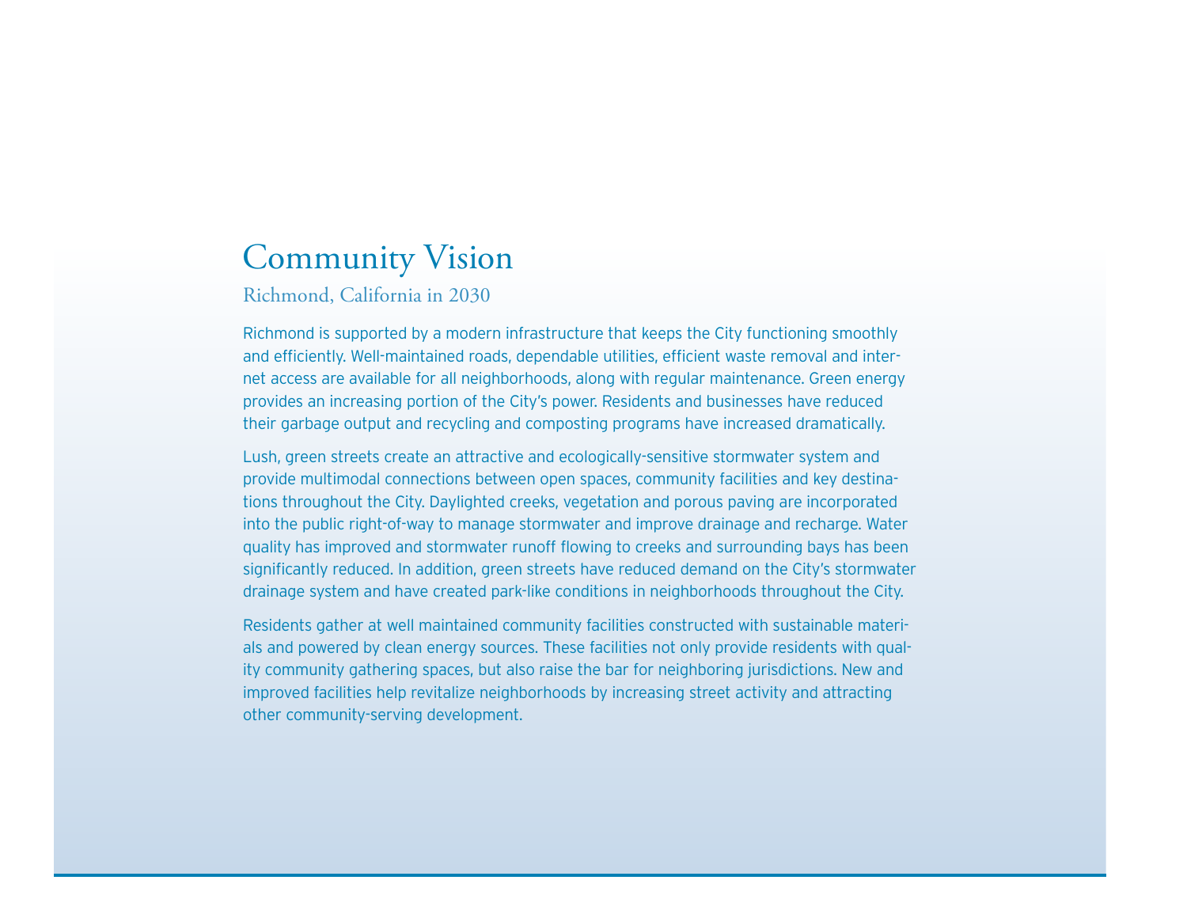# Community Vision

## Richmond, California in 2030

Richmond is supported by a modern infrastructure that keeps the City functioning smoothly and efficiently. Well-maintained roads, dependable utilities, efficient waste removal and internet access are available for all neighborhoods, along with regular maintenance. Green energy provides an increasing portion of the City's power. Residents and businesses have reduced their garbage output and recycling and composting programs have increased dramatically.

Lush, green streets create an attractive and ecologically-sensitive stormwater system and provide multimodal connections between open spaces, community facilities and key destinations throughout the City. Daylighted creeks, vegetation and porous paving are incorporated into the public right-of-way to manage stormwater and improve drainage and recharge. Water quality has improved and stormwater runoff flowing to creeks and surrounding bays has been significantly reduced. In addition, green streets have reduced demand on the City's stormwater drainage system and have created park-like conditions in neighborhoods throughout the City.

Residents gather at well maintained community facilities constructed with sustainable materials and powered by clean energy sources. These facilities not only provide residents with quality community gathering spaces, but also raise the bar for neighboring jurisdictions. New and improved facilities help revitalize neighborhoods by increasing street activity and attracting other community-serving development.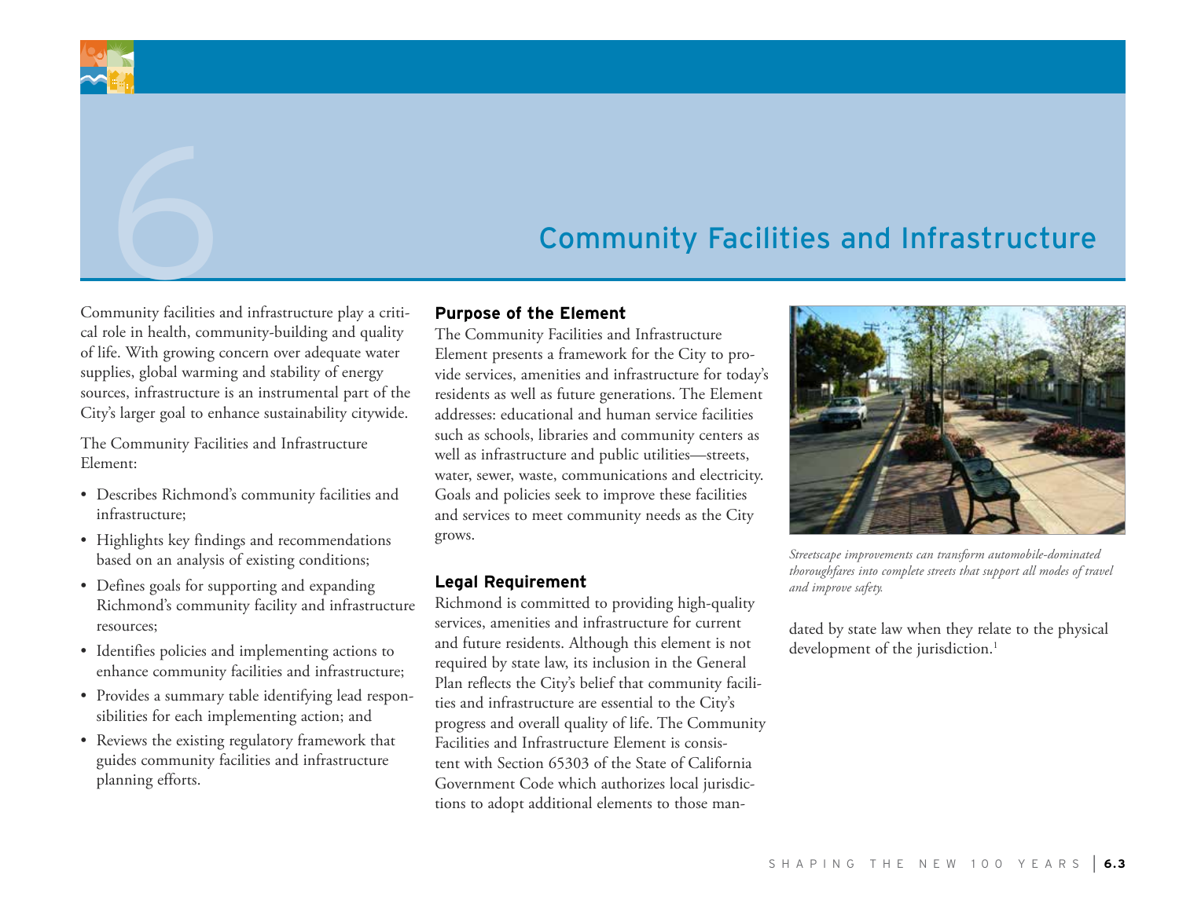# 6 Community Facilities and Infrastructure

Community facilities and infrastructure play a critical role in health, community-building and quality of life. With growing concern over adequate water supplies, global warming and stability of energy sources, infrastructure is an instrumental part of the City's larger goal to enhance sustainability citywide.

The Community Facilities and Infrastructure Element:

- Describes Richmond's community facilities and infrastructure;
- Highlights key findings and recommendations based on an analysis of existing conditions;
- Defines goals for supporting and expanding Richmond's community facility and infrastructure resources;
- Identifies policies and implementing actions to enhance community facilities and infrastructure;
- Provides a summary table identifying lead responsibilities for each implementing action; and
- Reviews the existing regulatory framework that guides community facilities and infrastructure planning efforts.

## Purpose of the Element

The Community Facilities and Infrastructure Element presents a framework for the City to provide services, amenities and infrastructure for today's residents as well as future generations. The Element addresses: educational and human service facilities such as schools, libraries and community centers as well as infrastructure and public utilities—streets, water, sewer, waste, communications and electricity. Goals and policies seek to improve these facilities and services to meet community needs as the City grows.

## Legal Requirement

Richmond is committed to providing high-quality services, amenities and infrastructure for current and future residents. Although this element is not required by state law, its inclusion in the General Plan reflects the City's belief that community facilities and infrastructure are essential to the City's progress and overall quality of life. The Community Facilities and Infrastructure Element is consistent with Section 65303 of the State of California Government Code which authorizes local jurisdictions to adopt additional elements to those mandated by state law when they relate to the physical development of the jurisdiction.[1]

*Streetscape improvements can transform automobile-dominated thoroughfares into complete streets that support all modes of travel and improve safety.*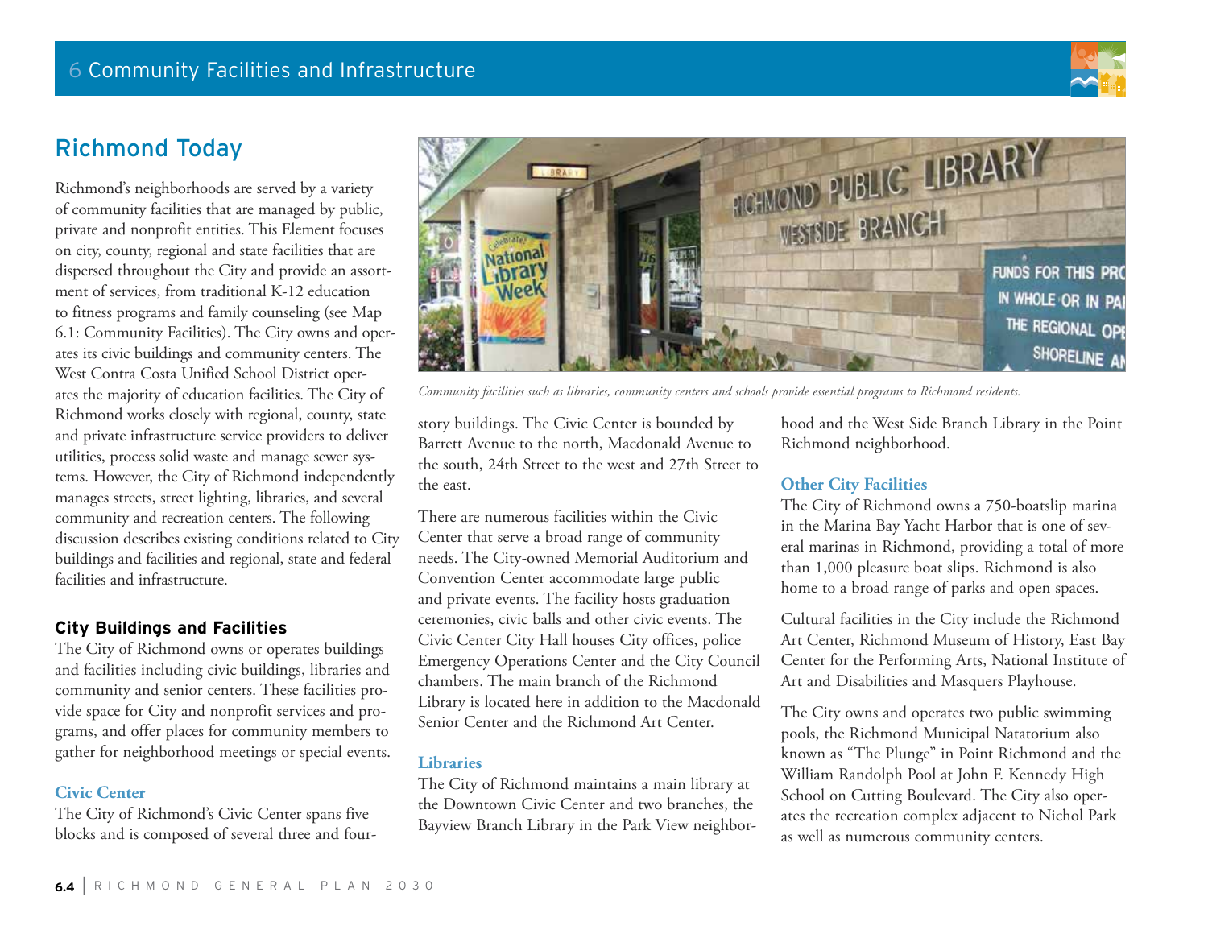## Richmond Today

Richmond's neighborhoods are served by a variety of community facilities that are managed by public, private and nonprofit entities. This Element focuses on city, county, regional and state facilities that are dispersed throughout the City and provide an assortment of services, from traditional K-12 education to fitness programs and family counseling (see Map 6.1: Community Facilities). The City owns and operates its civic buildings and community centers. The West Contra Costa Unified School District operates the majority of education facilities. The City of Richmond works closely with regional, county, state and private infrastructure service providers to deliver utilities, process solid waste and manage sewer systems. However, the City of Richmond independently manages streets, street lighting, libraries, and several community and recreation centers. The following discussion describes existing conditions related to City buildings and facilities and regional, state and federal facilities and infrastructure.

### City Buildings and Facilities

The City of Richmond owns or operates buildings and facilities including civic buildings, libraries and community and senior centers. These facilities provide space for City and nonprofit services and programs, and offer places for community members to gather for neighborhood meetings or special events.

#### Civic Center

The City of Richmond's Civic Center spans five blocks and is composed of several three and four-story buildings. The Civic Center is bounded by Barrett Avenue to the north, Macdonald Avenue to the south, 24th Street to the west and 27th Street to the east.

*Community facilities such as libraries, community centers and schools provide essential programs to Richmond residents.*

There are numerous facilities within the Civic Center that serve a broad range of community needs. The City-owned Memorial Auditorium and Convention Center accommodate large public and private events. The facility hosts graduation ceremonies, civic balls and other civic events. The Civic Center City Hall houses City offices, police Emergency Operations Center and the City Council chambers. The main branch of the Richmond Library is located here in addition to the Macdonald Senior Center and the Richmond Art Center.

#### Libraries

The City of Richmond maintains a main library at the Downtown Civic Center and two branches, the Bayview Branch Library in the Park View neighborhood and the West Side Branch Library in the Point Richmond neighborhood.

#### Other City Facilities

The City of Richmond owns a 750-boatslip marina in the Marina Bay Yacht Harbor that is one of several marinas in Richmond, providing a total of more than 1,000 pleasure boat slips. Richmond is also home to a broad range of parks and open spaces.

Cultural facilities in the City include the Richmond Art Center, Richmond Museum of History, East Bay Center for the Performing Arts, National Institute of Art and Disabilities and Masquers Playhouse.

The City owns and operates two public swimming pools, the Richmond Municipal Natatorium also known as "The Plunge" in Point Richmond and the William Randolph Pool at John F. Kennedy High School on Cutting Boulevard. The City also operates the recreation complex adjacent to Nichol Park as well as numerous community centers.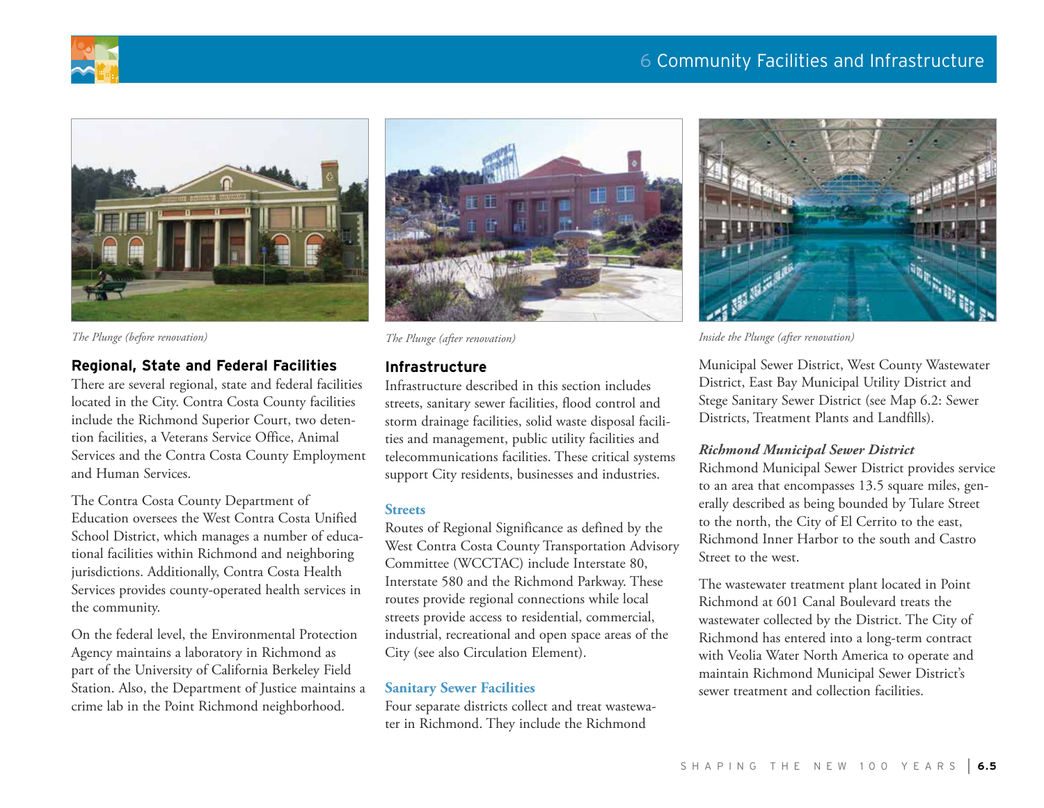The Plunge (before renovation)

The Plunge (after renovation)

Inside the Plunge (after renovation)

### Regional, State and Federal Facilities

There are several regional, state and federal facilities located in the City. Contra Costa County facilities include the Richmond Superior Court, two detention facilities, a Veterans Service Office, Animal Services and the Contra Costa County Employment and Human Services.

The Contra Costa County Department of Education oversees the West Contra Costa Unified School District, which manages a number of educational facilities within Richmond and neighboring jurisdictions. Additionally, Contra Costa Health Services provides county-operated health services in the community.

On the federal level, the Environmental Protection Agency maintains a laboratory in Richmond as part of the University of California Berkeley Field Station. Also, the Department of Justice maintains a crime lab in the Point Richmond neighborhood.

### Infrastructure

Infrastructure described in this section includes streets, sanitary sewer facilities, flood control and storm drainage facilities, solid waste disposal facilities and management, public utility facilities and telecommunications facilities. These critical systems support City residents, businesses and industries.

#### Streets

Routes of Regional Significance as defined by the West Contra Costa County Transportation Advisory Committee (WCCTAC) include Interstate 80, Interstate 580 and the Richmond Parkway. These routes provide regional connections while local streets provide access to residential, commercial, industrial, recreational and open space areas of the City (see also Circulation Element).

#### Sanitary Sewer Facilities

Four separate districts collect and treat wastewater in Richmond. They include the Richmond Municipal Sewer District, West County Wastewater District, East Bay Municipal Utility District and Stege Sanitary Sewer District (see Map 6.2: Sewer Districts, Treatment Plants and Landfills).

***Richmond Municipal Sewer District***

Richmond Municipal Sewer District provides service to an area that encompasses 13.5 square miles, generally described as being bounded by Tulare Street to the north, the City of El Cerrito to the east, Richmond Inner Harbor to the south and Castro Street to the west.

The wastewater treatment plant located in Point Richmond at 601 Canal Boulevard treats the wastewater collected by the District. The City of Richmond has entered into a long-term contract with Veolia Water North America to operate and maintain Richmond Municipal Sewer District's sewer treatment and collection facilities.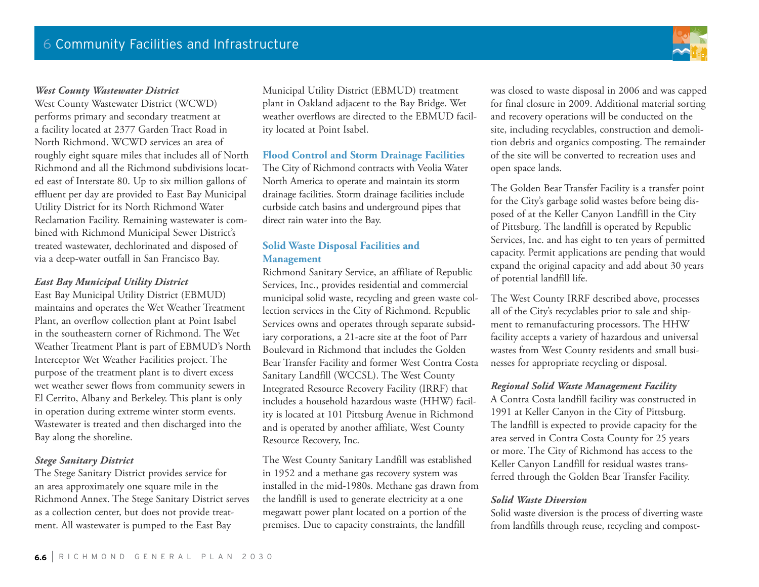#### *West County Wastewater District*

West County Wastewater District (WCWD) performs primary and secondary treatment at a facility located at 2377 Garden Tract Road in North Richmond. WCWD services an area of roughly eight square miles that includes all of North Richmond and all the Richmond subdivisions located east of Interstate 80. Up to six million gallons of effluent per day are provided to East Bay Municipal Utility District for its North Richmond Water Reclamation Facility. Remaining wastewater is combined with Richmond Municipal Sewer District's treated wastewater, dechlorinated and disposed of via a deep-water outfall in San Francisco Bay.

#### *East Bay Municipal Utility District*

East Bay Municipal Utility District (EBMUD) maintains and operates the Wet Weather Treatment Plant, an overflow collection plant at Point Isabel in the southeastern corner of Richmond. The Wet Weather Treatment Plant is part of EBMUD's North Interceptor Wet Weather Facilities project. The purpose of the treatment plant is to divert excess wet weather sewer flows from community sewers in El Cerrito, Albany and Berkeley. This plant is only in operation during extreme winter storm events. Wastewater is treated and then discharged into the Bay along the shoreline.

#### *Stege Sanitary District*

The Stege Sanitary District provides service for an area approximately one square mile in the Richmond Annex. The Stege Sanitary District serves as a collection center, but does not provide treatment. All wastewater is pumped to the East Bay Municipal Utility District (EBMUD) treatment plant in Oakland adjacent to the Bay Bridge. Wet weather overflows are directed to the EBMUD facility located at Point Isabel.

### Flood Control and Storm Drainage Facilities

The City of Richmond contracts with Veolia Water North America to operate and maintain its storm drainage facilities. Storm drainage facilities include curbside catch basins and underground pipes that direct rain water into the Bay.

### Solid Waste Disposal Facilities and Management

Richmond Sanitary Service, an affiliate of Republic Services, Inc., provides residential and commercial municipal solid waste, recycling and green waste collection services in the City of Richmond. Republic Services owns and operates through separate subsidiary corporations, a 21-acre site at the foot of Parr Boulevard in Richmond that includes the Golden Bear Transfer Facility and former West Contra Costa Sanitary Landfill (WCCSL). The West County Integrated Resource Recovery Facility (IRRF) that includes a household hazardous waste (HHW) facility is located at 101 Pittsburg Avenue in Richmond and is operated by another affiliate, West County Resource Recovery, Inc.

The West County Sanitary Landfill was established in 1952 and a methane gas recovery system was installed in the mid-1980s. Methane gas drawn from the landfill is used to generate electricity at a one megawatt power plant located on a portion of the premises. Due to capacity constraints, the landfill was closed to waste disposal in 2006 and was capped for final closure in 2009. Additional material sorting and recovery operations will be conducted on the site, including recyclables, construction and demolition debris and organics composting. The remainder of the site will be converted to recreation uses and open space lands.

The Golden Bear Transfer Facility is a transfer point for the City's garbage solid wastes before being disposed of at the Keller Canyon Landfill in the City of Pittsburg. The landfill is operated by Republic Services, Inc. and has eight to ten years of permitted capacity. Permit applications are pending that would expand the original capacity and add about 30 years of potential landfill life.

The West County IRRF described above, processes all of the City's recyclables prior to sale and shipment to remanufacturing processors. The HHW facility accepts a variety of hazardous and universal wastes from West County residents and small businesses for appropriate recycling or disposal.

#### *Regional Solid Waste Management Facility*

A Contra Costa landfill facility was constructed in 1991 at Keller Canyon in the City of Pittsburg. The landfill is expected to provide capacity for the area served in Contra Costa County for 25 years or more. The City of Richmond has access to the Keller Canyon Landfill for residual wastes transferred through the Golden Bear Transfer Facility.

#### *Solid Waste Diversion*

Solid waste diversion is the process of diverting waste from landfills through reuse, recycling and compost-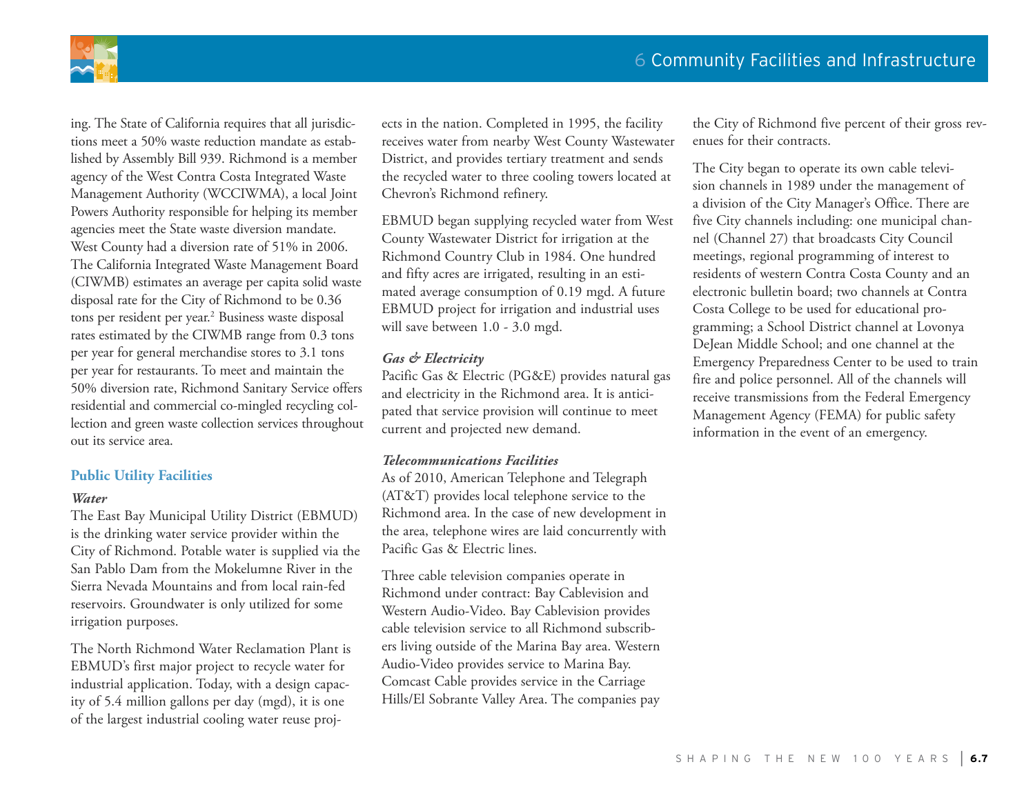ing. The State of California requires that all jurisdictions meet a 50% waste reduction mandate as established by Assembly Bill 939. Richmond is a member agency of the West Contra Costa Integrated Waste Management Authority (WCCIWMA), a local Joint Powers Authority responsible for helping its member agencies meet the State waste diversion mandate. West County had a diversion rate of 51% in 2006. The California Integrated Waste Management Board (CIWMB) estimates an average per capita solid waste disposal rate for the City of Richmond to be 0.36 tons per resident per year.[2] Business waste disposal rates estimated by the CIWMB range from 0.3 tons per year for general merchandise stores to 3.1 tons per year for restaurants. To meet and maintain the 50% diversion rate, Richmond Sanitary Service offers residential and commercial co-mingled recycling collection and green waste collection services throughout out its service area.

### Public Utility Facilities

#### *Water*

The East Bay Municipal Utility District (EBMUD) is the drinking water service provider within the City of Richmond. Potable water is supplied via the San Pablo Dam from the Mokelumne River in the Sierra Nevada Mountains and from local rain-fed reservoirs. Groundwater is only utilized for some irrigation purposes.

The North Richmond Water Reclamation Plant is EBMUD's first major project to recycle water for industrial application. Today, with a design capacity of 5.4 million gallons per day (mgd), it is one of the largest industrial cooling water reuse projects in the nation. Completed in 1995, the facility receives water from nearby West County Wastewater District, and provides tertiary treatment and sends the recycled water to three cooling towers located at Chevron's Richmond refinery.

EBMUD began supplying recycled water from West County Wastewater District for irrigation at the Richmond Country Club in 1984. One hundred and fifty acres are irrigated, resulting in an estimated average consumption of 0.19 mgd. A future EBMUD project for irrigation and industrial uses will save between 1.0 - 3.0 mgd.

#### *Gas & Electricity*

Pacific Gas & Electric (PG&E) provides natural gas and electricity in the Richmond area. It is anticipated that service provision will continue to meet current and projected new demand.

#### *Telecommunications Facilities*

As of 2010, American Telephone and Telegraph (AT&T) provides local telephone service to the Richmond area. In the case of new development in the area, telephone wires are laid concurrently with Pacific Gas & Electric lines.

Three cable television companies operate in Richmond under contract: Bay Cablevision and Western Audio-Video. Bay Cablevision provides cable television service to all Richmond subscribers living outside of the Marina Bay area. Western Audio-Video provides service to Marina Bay. Comcast Cable provides service in the Carriage Hills/El Sobrante Valley Area. The companies pay the City of Richmond five percent of their gross revenues for their contracts.

The City began to operate its own cable television channels in 1989 under the management of a division of the City Manager's Office. There are five City channels including: one municipal channel (Channel 27) that broadcasts City Council meetings, regional programming of interest to residents of western Contra Costa County and an electronic bulletin board; two channels at Contra Costa College to be used for educational programming; a School District channel at Lovonya DeJean Middle School; and one channel at the Emergency Preparedness Center to be used to train fire and police personnel. All of the channels will receive transmissions from the Federal Emergency Management Agency (FEMA) for public safety information in the event of an emergency.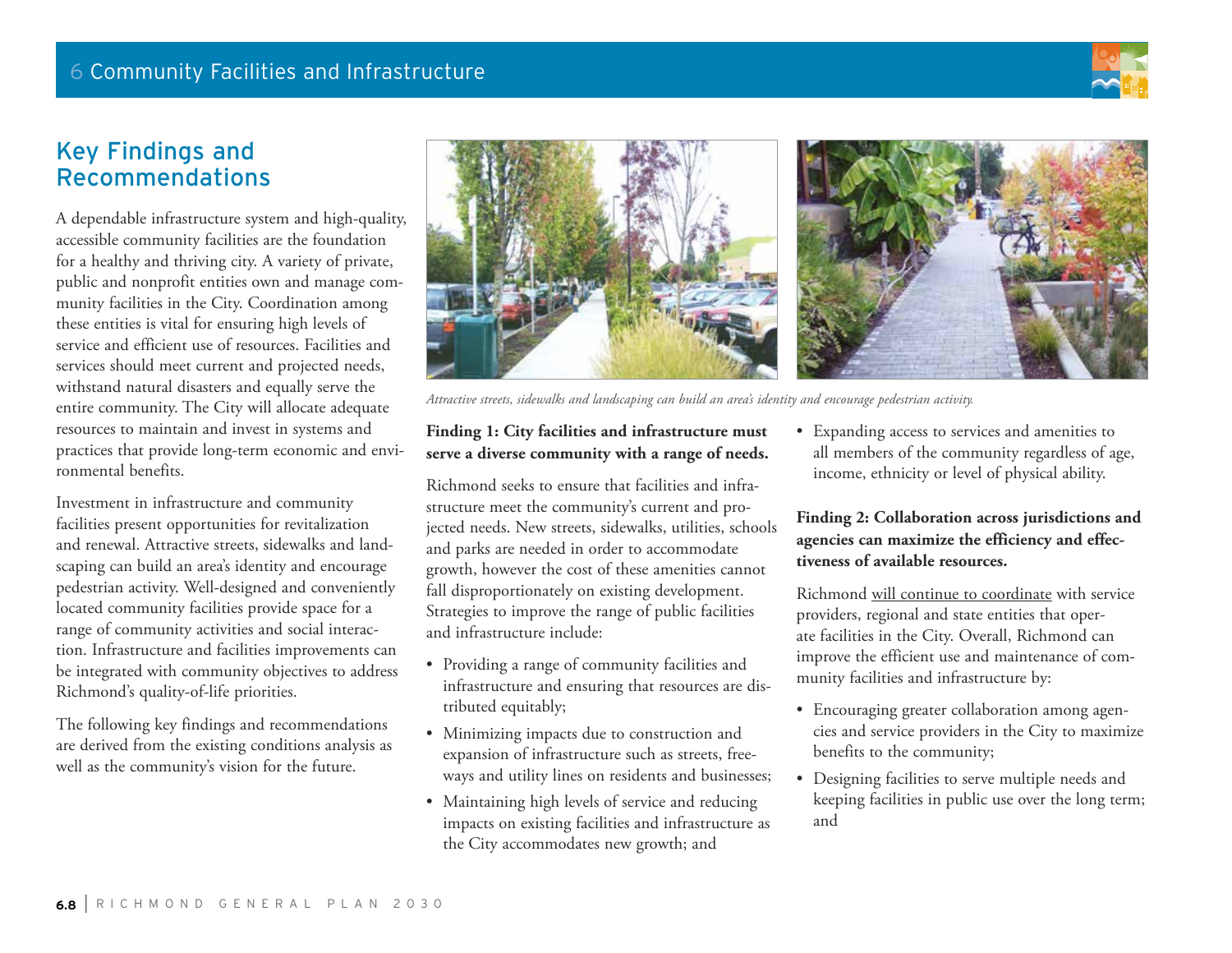## Key Findings and Recommendations

A dependable infrastructure system and high-quality, accessible community facilities are the foundation for a healthy and thriving city. A variety of private, public and nonprofit entities own and manage community facilities in the City. Coordination among these entities is vital for ensuring high levels of service and efficient use of resources. Facilities and services should meet current and projected needs, withstand natural disasters and equally serve the entire community. The City will allocate adequate resources to maintain and invest in systems and practices that provide long-term economic and environmental benefits.

Investment in infrastructure and community facilities present opportunities for revitalization and renewal. Attractive streets, sidewalks and landscaping can build an area's identity and encourage pedestrian activity. Well-designed and conveniently located community facilities provide space for a range of community activities and social interaction. Infrastructure and facilities improvements can be integrated with community objectives to address Richmond's quality-of-life priorities.

The following key findings and recommendations are derived from the existing conditions analysis as well as the community's vision for the future.

*Attractive streets, sidewalks and landscaping can build an area's identity and encourage pedestrian activity.*

**Finding 1: City facilities and infrastructure must serve a diverse community with a range of needs.**

Richmond seeks to ensure that facilities and infrastructure meet the community's current and projected needs. New streets, sidewalks, utilities, schools and parks are needed in order to accommodate growth, however the cost of these amenities cannot fall disproportionately on existing development. Strategies to improve the range of public facilities and infrastructure include:

- Providing a range of community facilities and infrastructure and ensuring that resources are distributed equitably;
- Minimizing impacts due to construction and expansion of infrastructure such as streets, freeways and utility lines on residents and businesses;
- Maintaining high levels of service and reducing impacts on existing facilities and infrastructure as the City accommodates new growth; and
- Expanding access to services and amenities to all members of the community regardless of age, income, ethnicity or level of physical ability.

**Finding 2: Collaboration across jurisdictions and agencies can maximize the efficiency and effectiveness of available resources.**

Richmond <u>will continue to coordinate</u> with service providers, regional and state entities that operate facilities in the City. Overall, Richmond can improve the efficient use and maintenance of community facilities and infrastructure by:

- Encouraging greater collaboration among agencies and service providers in the City to maximize benefits to the community;
- Designing facilities to serve multiple needs and keeping facilities in public use over the long term; and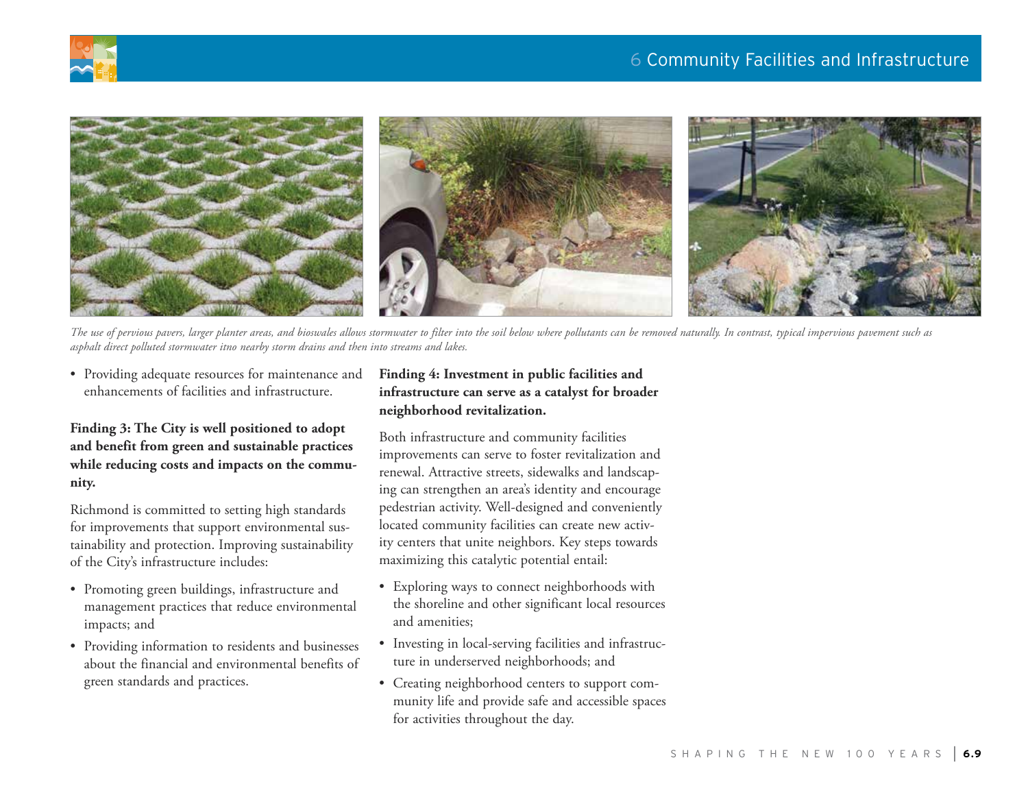*The use of pervious pavers, larger planter areas, and bioswales allows stormwater to filter into the soil below where pollutants can be removed naturally. In contrast, typical impervious pavement such as asphalt direct polluted stormwater itno nearby storm drains and then into streams and lakes.*

- Providing adequate resources for maintenance and enhancements of facilities and infrastructure.

**Finding 3: The City is well positioned to adopt and benefit from green and sustainable practices while reducing costs and impacts on the community.**

Richmond is committed to setting high standards for improvements that support environmental sustainability and protection. Improving sustainability of the City's infrastructure includes:

- Promoting green buildings, infrastructure and management practices that reduce environmental impacts; and
- Providing information to residents and businesses about the financial and environmental benefits of green standards and practices.

**Finding 4: Investment in public facilities and infrastructure can serve as a catalyst for broader neighborhood revitalization.**

Both infrastructure and community facilities improvements can serve to foster revitalization and renewal. Attractive streets, sidewalks and landscaping can strengthen an area's identity and encourage pedestrian activity. Well-designed and conveniently located community facilities can create new activity centers that unite neighbors. Key steps towards maximizing this catalytic potential entail:

- Exploring ways to connect neighborhoods with the shoreline and other significant local resources and amenities;
- Investing in local-serving facilities and infrastructure in underserved neighborhoods; and
- Creating neighborhood centers to support community life and provide safe and accessible spaces for activities throughout the day.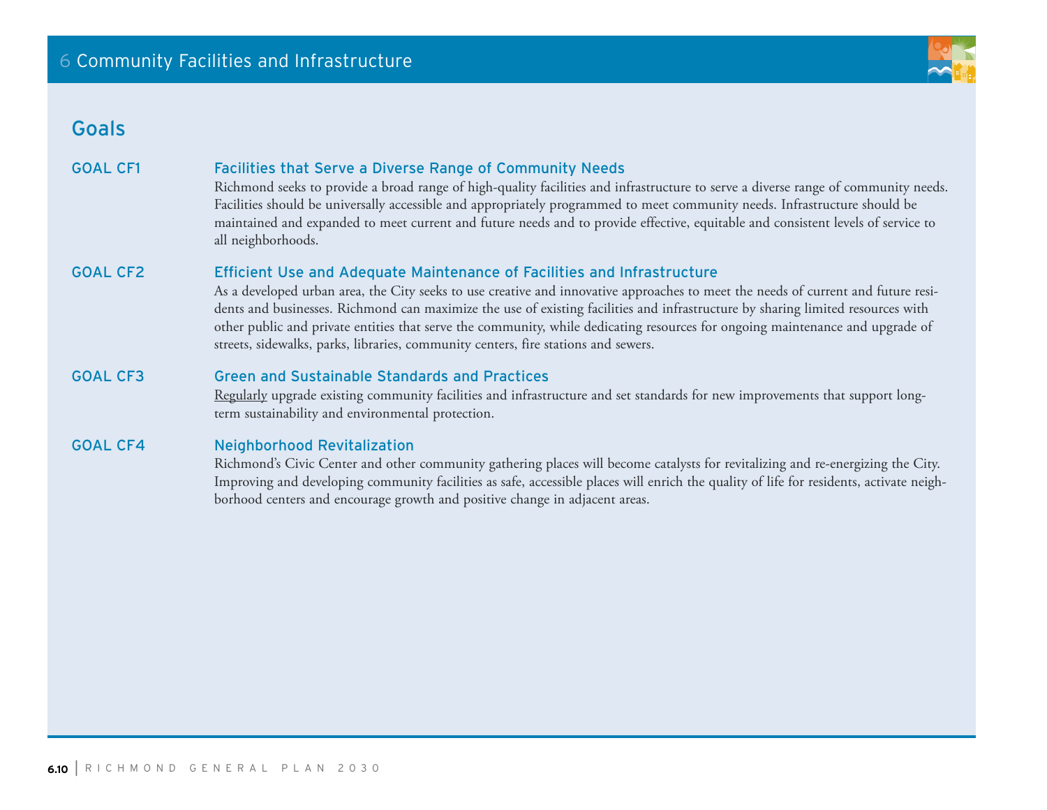## Goals

### GOAL CF1 — Facilities that Serve a Diverse Range of Community Needs

Richmond seeks to provide a broad range of high-quality facilities and infrastructure to serve a diverse range of community needs. Facilities should be universally accessible and appropriately programmed to meet community needs. Infrastructure should be maintained and expanded to meet current and future needs and to provide effective, equitable and consistent levels of service to all neighborhoods.

### GOAL CF2 — Efficient Use and Adequate Maintenance of Facilities and Infrastructure

As a developed urban area, the City seeks to use creative and innovative approaches to meet the needs of current and future residents and businesses. Richmond can maximize the use of existing facilities and infrastructure by sharing limited resources with other public and private entities that serve the community, while dedicating resources for ongoing maintenance and upgrade of streets, sidewalks, parks, libraries, community centers, fire stations and sewers.

### GOAL CF3 — Green and Sustainable Standards and Practices

Regularly upgrade existing community facilities and infrastructure and set standards for new improvements that support long-term sustainability and environmental protection.

### GOAL CF4 — Neighborhood Revitalization

Richmond's Civic Center and other community gathering places will become catalysts for revitalizing and re-energizing the City. Improving and developing community facilities as safe, accessible places will enrich the quality of life for residents, activate neighborhood centers and encourage growth and positive change in adjacent areas.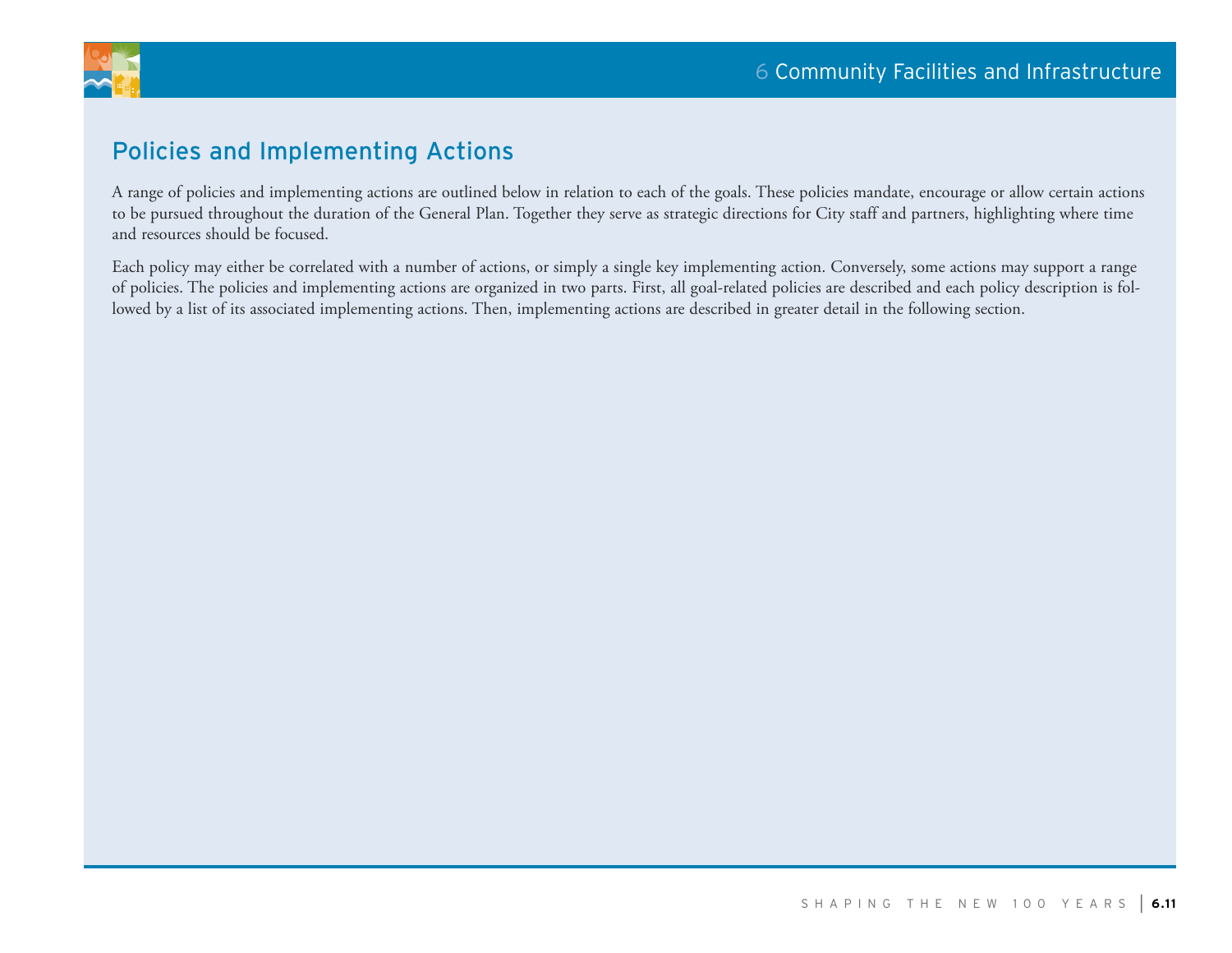## Policies and Implementing Actions

A range of policies and implementing actions are outlined below in relation to each of the goals. These policies mandate, encourage or allow certain actions to be pursued throughout the duration of the General Plan. Together they serve as strategic directions for City staff and partners, highlighting where time and resources should be focused.

Each policy may either be correlated with a number of actions, or simply a single key implementing action. Conversely, some actions may support a range of policies. The policies and implementing actions are organized in two parts. First, all goal-related policies are described and each policy description is followed by a list of its associated implementing actions. Then, implementing actions are described in greater detail in the following section.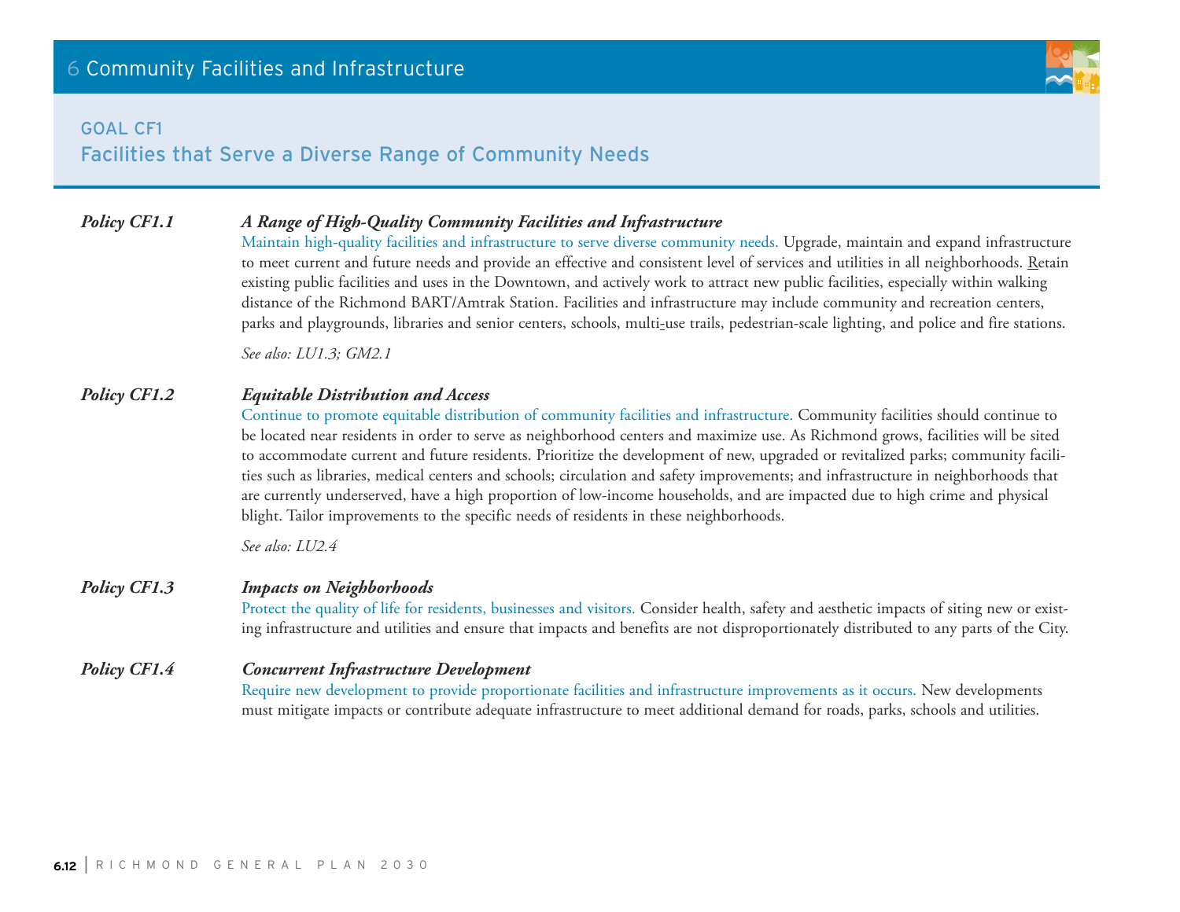# 6 Community Facilities and Infrastructure

## GOAL CF1
## Facilities that Serve a Diverse Range of Community Needs

***Policy CF1.1*** ***A Range of High-Quality Community Facilities and Infrastructure***

Maintain high-quality facilities and infrastructure to serve diverse community needs. Upgrade, maintain and expand infrastructure to meet current and future needs and provide an effective and consistent level of services and utilities in all neighborhoods. Retain existing public facilities and uses in the Downtown, and actively work to attract new public facilities, especially within walking distance of the Richmond BART/Amtrak Station. Facilities and infrastructure may include community and recreation centers, parks and playgrounds, libraries and senior centers, schools, multi-use trails, pedestrian-scale lighting, and police and fire stations.

*See also: LU1.3; GM2.1*

***Policy CF1.2*** ***Equitable Distribution and Access***

Continue to promote equitable distribution of community facilities and infrastructure. Community facilities should continue to be located near residents in order to serve as neighborhood centers and maximize use. As Richmond grows, facilities will be sited to accommodate current and future residents. Prioritize the development of new, upgraded or revitalized parks; community facilities such as libraries, medical centers and schools; circulation and safety improvements; and infrastructure in neighborhoods that are currently underserved, have a high proportion of low-income households, and are impacted due to high crime and physical blight. Tailor improvements to the specific needs of residents in these neighborhoods.

*See also: LU2.4*

***Policy CF1.3*** ***Impacts on Neighborhoods***

Protect the quality of life for residents, businesses and visitors. Consider health, safety and aesthetic impacts of siting new or existing infrastructure and utilities and ensure that impacts and benefits are not disproportionately distributed to any parts of the City.

***Policy CF1.4*** ***Concurrent Infrastructure Development***

Require new development to provide proportionate facilities and infrastructure improvements as it occurs. New developments must mitigate impacts or contribute adequate infrastructure to meet additional demand for roads, parks, schools and utilities.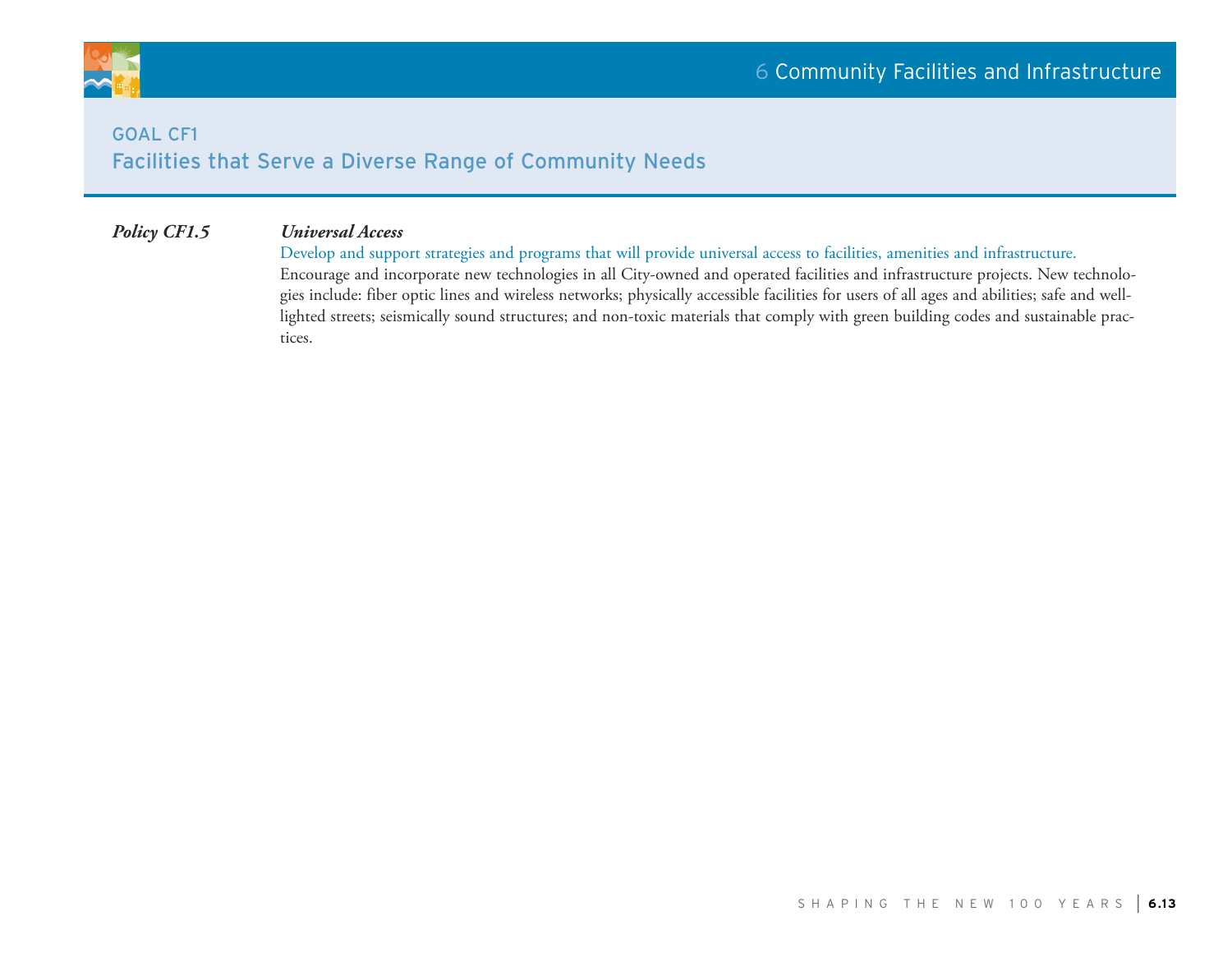## GOAL CF1
## Facilities that Serve a Diverse Range of Community Needs

***Policy CF1.5*** ***Universal Access***

Develop and support strategies and programs that will provide universal access to facilities, amenities and infrastructure.

Encourage and incorporate new technologies in all City-owned and operated facilities and infrastructure projects. New technologies include: fiber optic lines and wireless networks; physically accessible facilities for users of all ages and abilities; safe and well-lighted streets; seismically sound structures; and non-toxic materials that comply with green building codes and sustainable practices.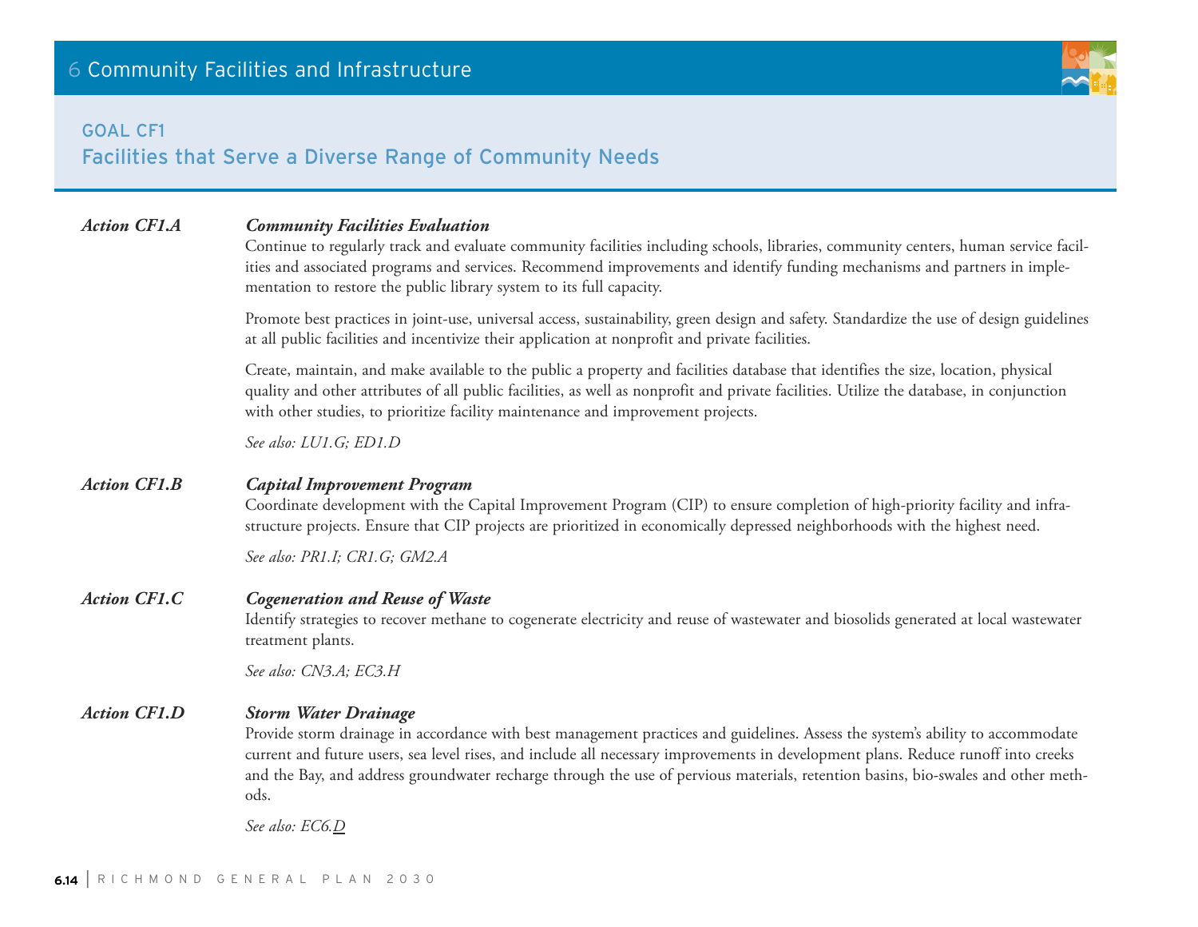## GOAL CF1
## Facilities that Serve a Diverse Range of Community Needs

***Action CF1.A*** ***Community Facilities Evaluation***

Continue to regularly track and evaluate community facilities including schools, libraries, community centers, human service facilities and associated programs and services. Recommend improvements and identify funding mechanisms and partners in implementation to restore the public library system to its full capacity.

Promote best practices in joint-use, universal access, sustainability, green design and safety. Standardize the use of design guidelines at all public facilities and incentivize their application at nonprofit and private facilities.

Create, maintain, and make available to the public a property and facilities database that identifies the size, location, physical quality and other attributes of all public facilities, as well as nonprofit and private facilities. Utilize the database, in conjunction with other studies, to prioritize facility maintenance and improvement projects.

*See also: LU1.G; ED1.D*

***Action CF1.B*** ***Capital Improvement Program***

Coordinate development with the Capital Improvement Program (CIP) to ensure completion of high-priority facility and infrastructure projects. Ensure that CIP projects are prioritized in economically depressed neighborhoods with the highest need.

*See also: PR1.I; CR1.G; GM2.A*

***Action CF1.C*** ***Cogeneration and Reuse of Waste***

Identify strategies to recover methane to cogenerate electricity and reuse of wastewater and biosolids generated at local wastewater treatment plants.

*See also: CN3.A; EC3.H*

***Action CF1.D*** ***Storm Water Drainage***

Provide storm drainage in accordance with best management practices and guidelines. Assess the system's ability to accommodate current and future users, sea level rises, and include all necessary improvements in development plans. Reduce runoff into creeks and the Bay, and address groundwater recharge through the use of pervious materials, retention basins, bio-swales and other methods.

*See also: EC6.D*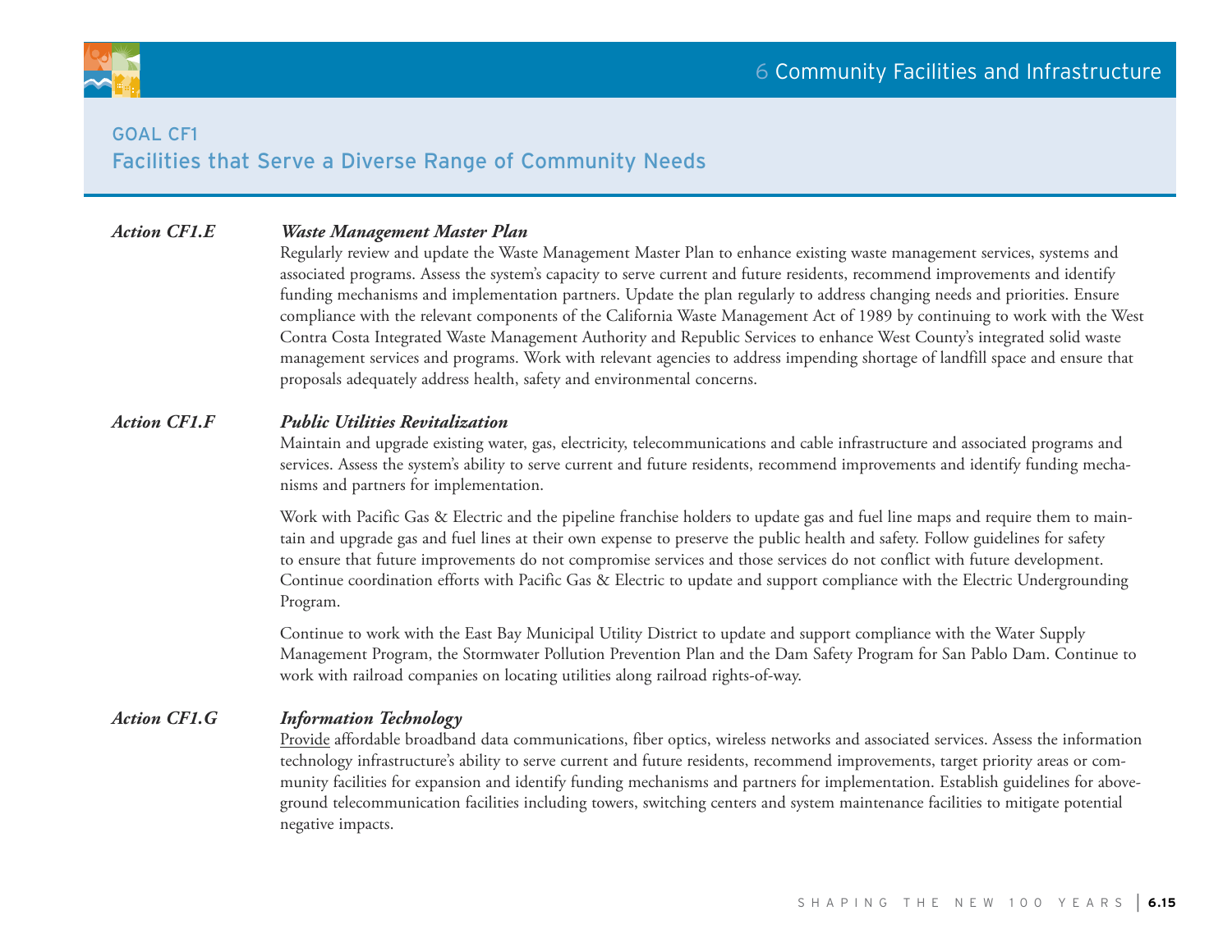## GOAL CF1

### Facilities that Serve a Diverse Range of Community Needs

**Action CF1.E** ***Waste Management Master Plan***

Regularly review and update the Waste Management Master Plan to enhance existing waste management services, systems and associated programs. Assess the system's capacity to serve current and future residents, recommend improvements and identify funding mechanisms and implementation partners. Update the plan regularly to address changing needs and priorities. Ensure compliance with the relevant components of the California Waste Management Act of 1989 by continuing to work with the West Contra Costa Integrated Waste Management Authority and Republic Services to enhance West County's integrated solid waste management services and programs. Work with relevant agencies to address impending shortage of landfill space and ensure that proposals adequately address health, safety and environmental concerns.

**Action CF1.F** ***Public Utilities Revitalization***

Maintain and upgrade existing water, gas, electricity, telecommunications and cable infrastructure and associated programs and services. Assess the system's ability to serve current and future residents, recommend improvements and identify funding mechanisms and partners for implementation.

Work with Pacific Gas & Electric and the pipeline franchise holders to update gas and fuel line maps and require them to maintain and upgrade gas and fuel lines at their own expense to preserve the public health and safety. Follow guidelines for safety to ensure that future improvements do not compromise services and those services do not conflict with future development. Continue coordination efforts with Pacific Gas & Electric to update and support compliance with the Electric Undergrounding Program.

Continue to work with the East Bay Municipal Utility District to update and support compliance with the Water Supply Management Program, the Stormwater Pollution Prevention Plan and the Dam Safety Program for San Pablo Dam. Continue to work with railroad companies on locating utilities along railroad rights-of-way.

**Action CF1.G** ***Information Technology***

Provide affordable broadband data communications, fiber optics, wireless networks and associated services. Assess the information technology infrastructure's ability to serve current and future residents, recommend improvements, target priority areas or community facilities for expansion and identify funding mechanisms and partners for implementation. Establish guidelines for above-ground telecommunication facilities including towers, switching centers and system maintenance facilities to mitigate potential negative impacts.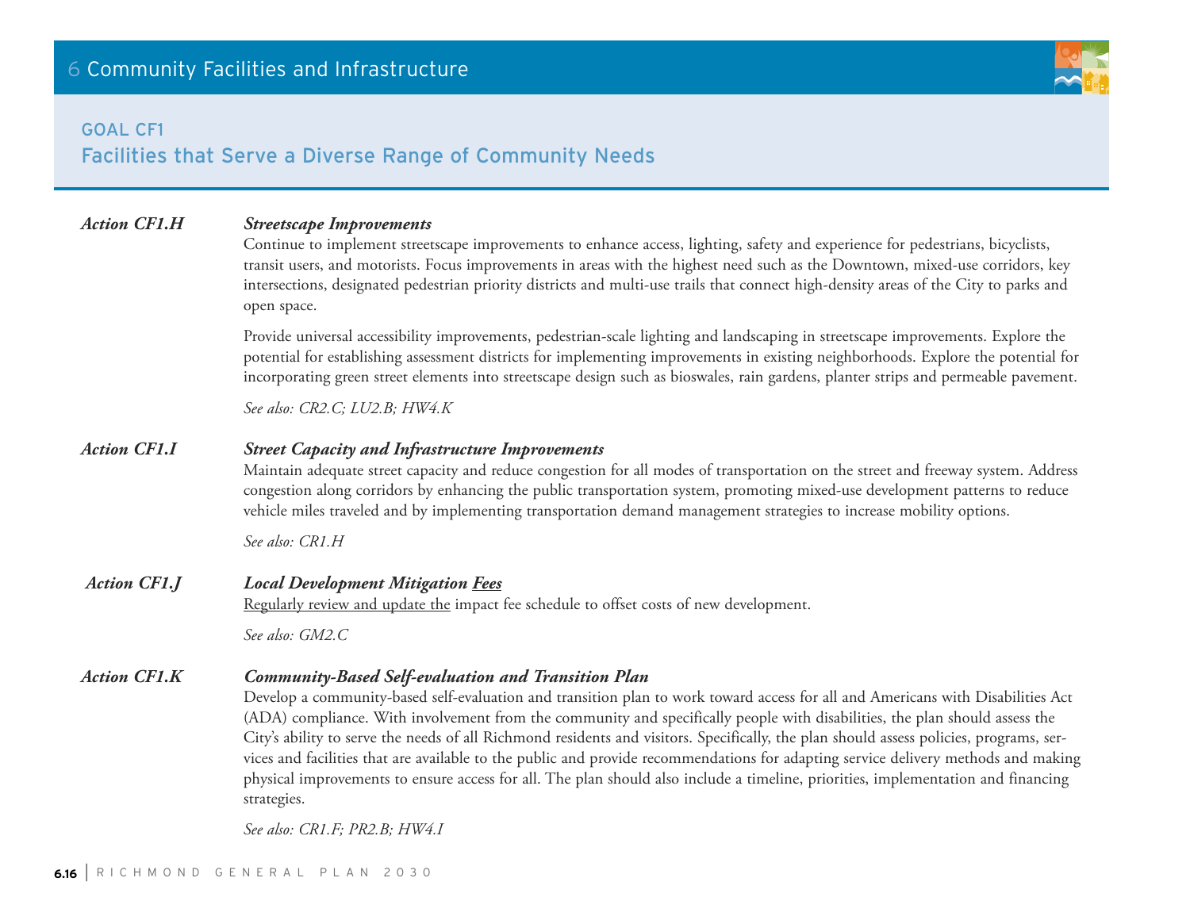# 6 Community Facilities and Infrastructure

## GOAL CF1
## Facilities that Serve a Diverse Range of Community Needs

***Action CF1.H*** ***Streetscape Improvements***

Continue to implement streetscape improvements to enhance access, lighting, safety and experience for pedestrians, bicyclists, transit users, and motorists. Focus improvements in areas with the highest need such as the Downtown, mixed-use corridors, key intersections, designated pedestrian priority districts and multi-use trails that connect high-density areas of the City to parks and open space.

Provide universal accessibility improvements, pedestrian-scale lighting and landscaping in streetscape improvements. Explore the potential for establishing assessment districts for implementing improvements in existing neighborhoods. Explore the potential for incorporating green street elements into streetscape design such as bioswales, rain gardens, planter strips and permeable pavement.

*See also: CR2.C; LU2.B; HW4.K*

***Action CF1.I*** ***Street Capacity and Infrastructure Improvements***

Maintain adequate street capacity and reduce congestion for all modes of transportation on the street and freeway system. Address congestion along corridors by enhancing the public transportation system, promoting mixed-use development patterns to reduce vehicle miles traveled and by implementing transportation demand management strategies to increase mobility options.

*See also: CR1.H*

***Action CF1.J*** ***Local Development Mitigation <u>Fees</u>***

<u>Regularly review and update the</u> impact fee schedule to offset costs of new development.

*See also: GM2.C*

***Action CF1.K*** ***Community-Based Self-evaluation and Transition Plan***

Develop a community-based self-evaluation and transition plan to work toward access for all and Americans with Disabilities Act (ADA) compliance. With involvement from the community and specifically people with disabilities, the plan should assess the City's ability to serve the needs of all Richmond residents and visitors. Specifically, the plan should assess policies, programs, services and facilities that are available to the public and provide recommendations for adapting service delivery methods and making physical improvements to ensure access for all. The plan should also include a timeline, priorities, implementation and financing strategies.

*See also: CR1.F; PR2.B; HW4.I*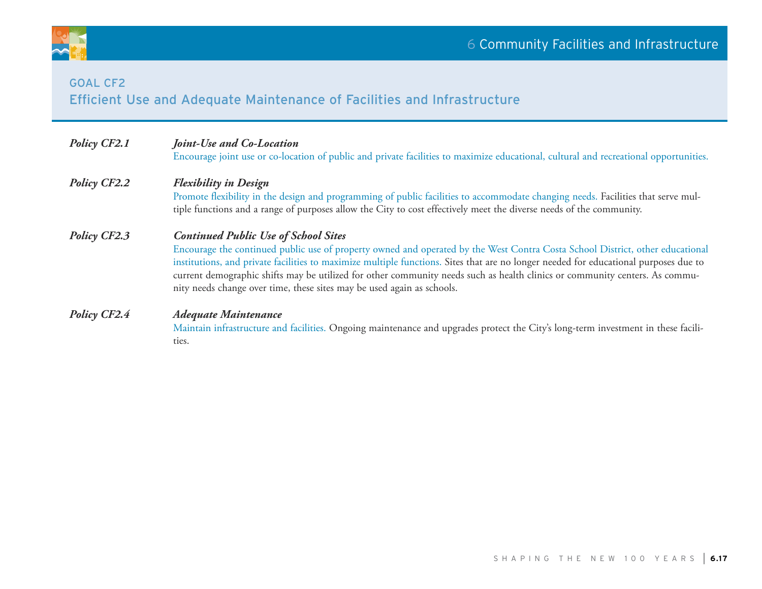## GOAL CF2
## Efficient Use and Adequate Maintenance of Facilities and Infrastructure

***Policy CF2.1*** ***Joint-Use and Co-Location***

Encourage joint use or co-location of public and private facilities to maximize educational, cultural and recreational opportunities.

***Policy CF2.2*** ***Flexibility in Design***

Promote flexibility in the design and programming of public facilities to accommodate changing needs. Facilities that serve multiple functions and a range of purposes allow the City to cost effectively meet the diverse needs of the community.

***Policy CF2.3*** ***Continued Public Use of School Sites***

Encourage the continued public use of property owned and operated by the West Contra Costa School District, other educational institutions, and private facilities to maximize multiple functions. Sites that are no longer needed for educational purposes due to current demographic shifts may be utilized for other community needs such as health clinics or community centers. As community needs change over time, these sites may be used again as schools.

***Policy CF2.4*** ***Adequate Maintenance***

Maintain infrastructure and facilities. Ongoing maintenance and upgrades protect the City's long-term investment in these facilities.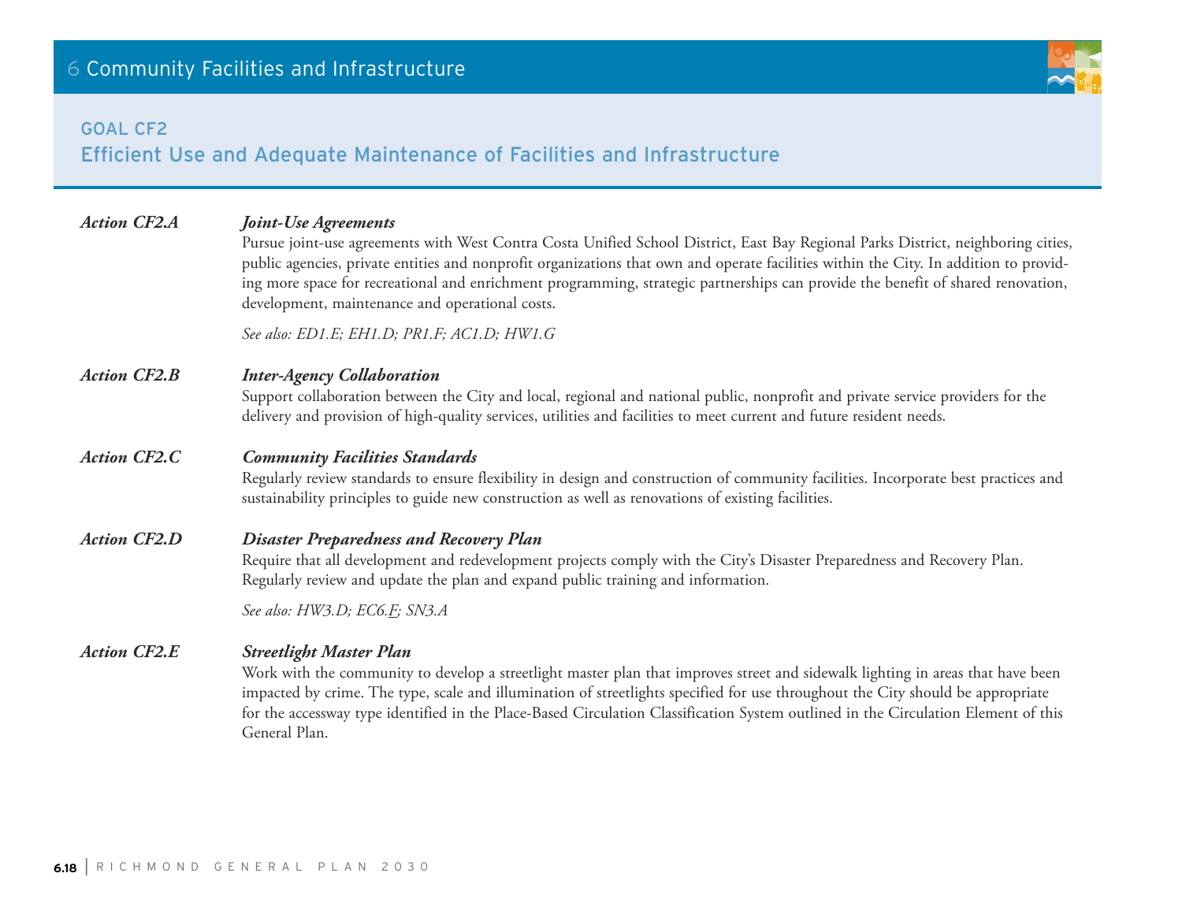## GOAL CF2
## Efficient Use and Adequate Maintenance of Facilities and Infrastructure

***Action CF2.A*** ***Joint-Use Agreements***

Pursue joint-use agreements with West Contra Costa Unified School District, East Bay Regional Parks District, neighboring cities, public agencies, private entities and nonprofit organizations that own and operate facilities within the City. In addition to providing more space for recreational and enrichment programming, strategic partnerships can provide the benefit of shared renovation, development, maintenance and operational costs.

*See also: ED1.E; EH1.D; PR1.F; AC1.D; HW1.G*

***Action CF2.B*** ***Inter-Agency Collaboration***

Support collaboration between the City and local, regional and national public, nonprofit and private service providers for the delivery and provision of high-quality services, utilities and facilities to meet current and future resident needs.

***Action CF2.C*** ***Community Facilities Standards***

Regularly review standards to ensure flexibility in design and construction of community facilities. Incorporate best practices and sustainability principles to guide new construction as well as renovations of existing facilities.

***Action CF2.D*** ***Disaster Preparedness and Recovery Plan***

Require that all development and redevelopment projects comply with the City's Disaster Preparedness and Recovery Plan. Regularly review and update the plan and expand public training and information.

*See also: HW3.D; EC6.F; SN3.A*

***Action CF2.E*** ***Streetlight Master Plan***

Work with the community to develop a streetlight master plan that improves street and sidewalk lighting in areas that have been impacted by crime. The type, scale and illumination of streetlights specified for use throughout the City should be appropriate for the accessway type identified in the Place-Based Circulation Classification System outlined in the Circulation Element of this General Plan.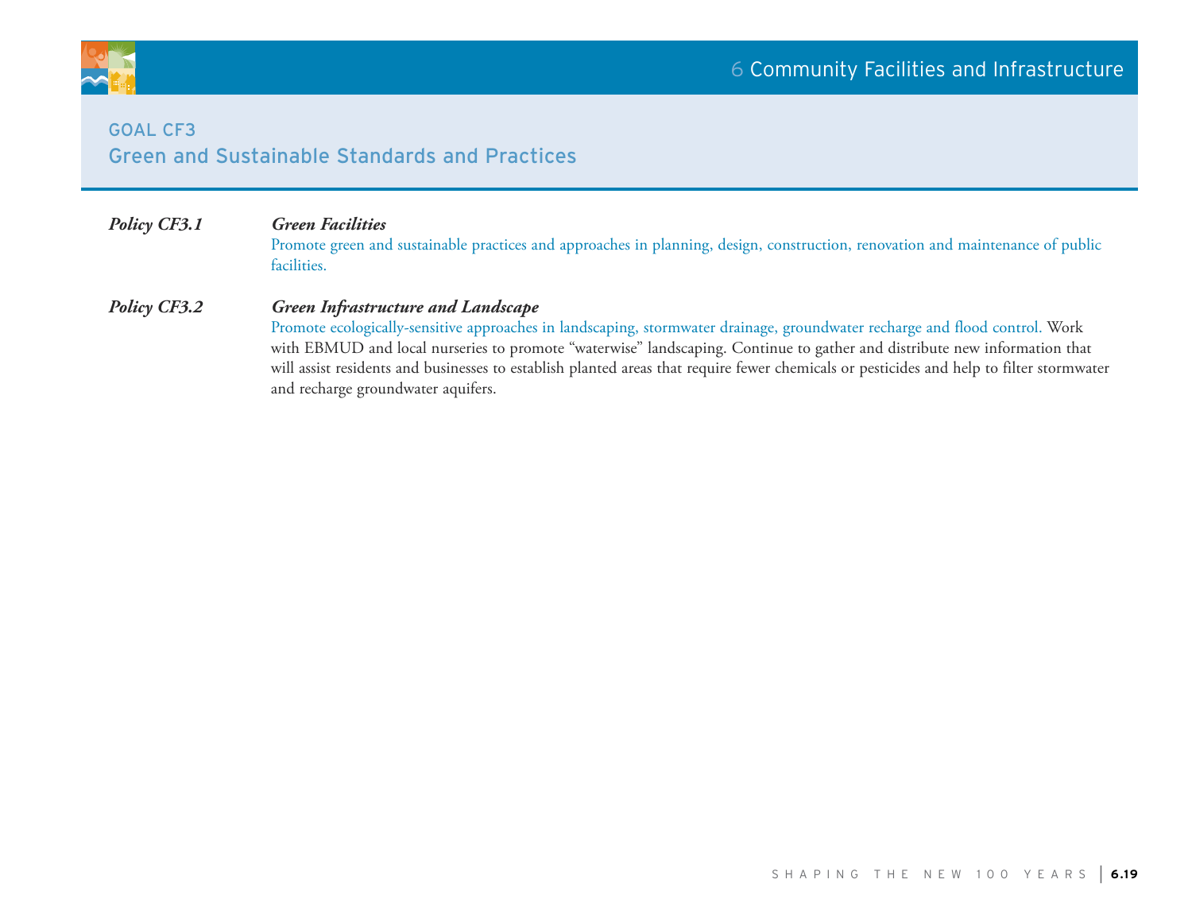## GOAL CF3
## Green and Sustainable Standards and Practices

***Policy CF3.1*** ***Green Facilities***

Promote green and sustainable practices and approaches in planning, design, construction, renovation and maintenance of public facilities.

***Policy CF3.2*** ***Green Infrastructure and Landscape***

Promote ecologically-sensitive approaches in landscaping, stormwater drainage, groundwater recharge and flood control. Work with EBMUD and local nurseries to promote "waterwise" landscaping. Continue to gather and distribute new information that will assist residents and businesses to establish planted areas that require fewer chemicals or pesticides and help to filter stormwater and recharge groundwater aquifers.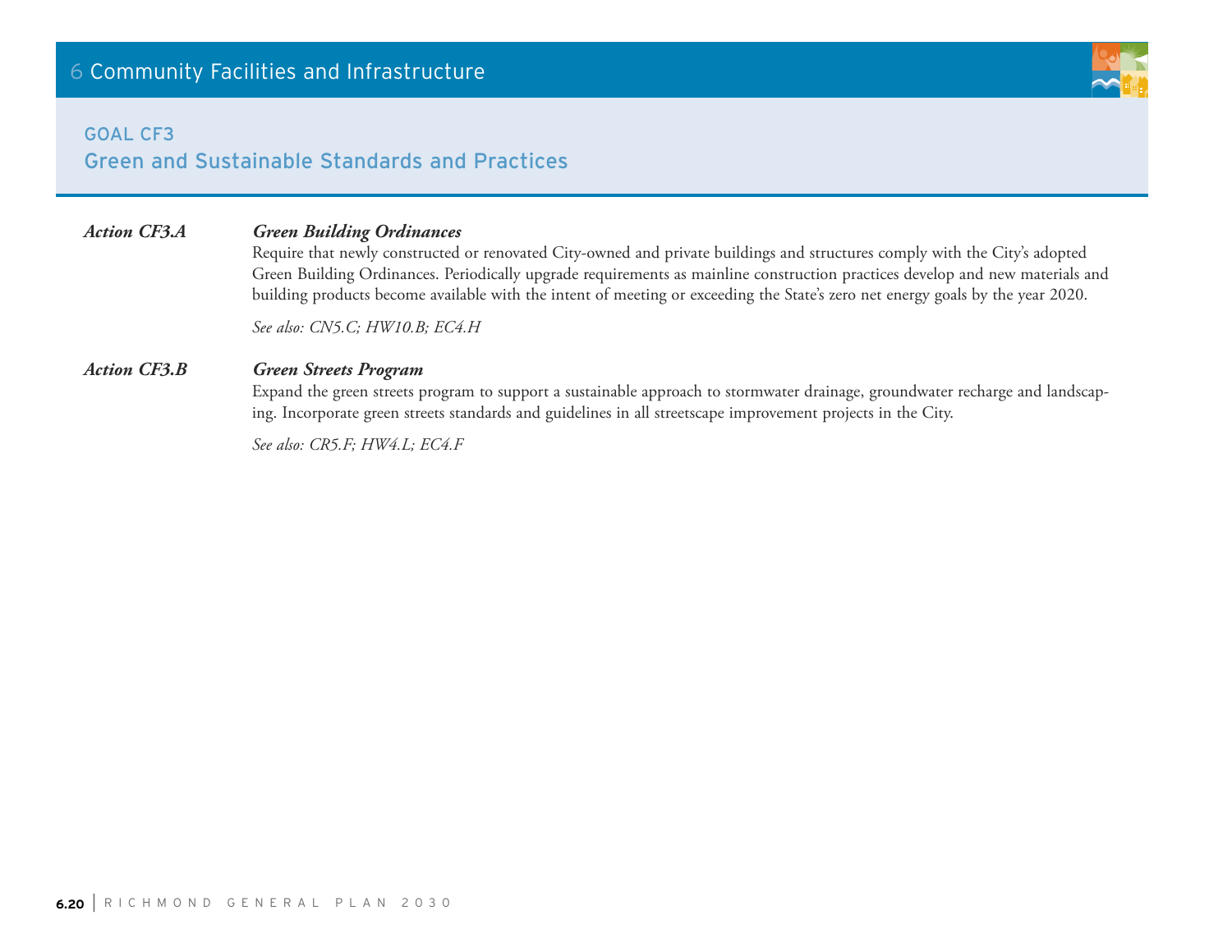## GOAL CF3
## Green and Sustainable Standards and Practices

***Action CF3.A*** ***Green Building Ordinances***

Require that newly constructed or renovated City-owned and private buildings and structures comply with the City's adopted Green Building Ordinances. Periodically upgrade requirements as mainline construction practices develop and new materials and building products become available with the intent of meeting or exceeding the State's zero net energy goals by the year 2020.

*See also: CN5.C; HW10.B; EC4.H*

***Action CF3.B*** ***Green Streets Program***

Expand the green streets program to support a sustainable approach to stormwater drainage, groundwater recharge and landscaping. Incorporate green streets standards and guidelines in all streetscape improvement projects in the City.

*See also: CR5.F; HW4.L; EC4.F*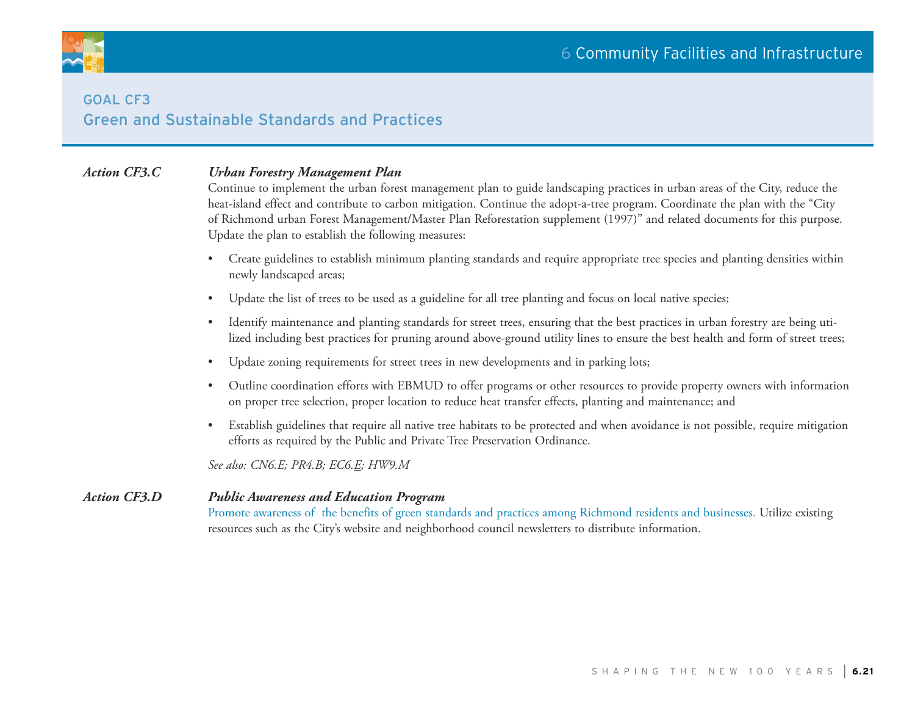## GOAL CF3
## Green and Sustainable Standards and Practices

**_Action CF3.C_** **_Urban Forestry Management Plan_**

Continue to implement the urban forest management plan to guide landscaping practices in urban areas of the City, reduce the heat-island effect and contribute to carbon mitigation. Continue the adopt-a-tree program. Coordinate the plan with the "City of Richmond urban Forest Management/Master Plan Reforestation supplement (1997)" and related documents for this purpose. Update the plan to establish the following measures:

- Create guidelines to establish minimum planting standards and require appropriate tree species and planting densities within newly landscaped areas;
- Update the list of trees to be used as a guideline for all tree planting and focus on local native species;
- Identify maintenance and planting standards for street trees, ensuring that the best practices in urban forestry are being utilized including best practices for pruning around above-ground utility lines to ensure the best health and form of street trees;
- Update zoning requirements for street trees in new developments and in parking lots;
- Outline coordination efforts with EBMUD to offer programs or other resources to provide property owners with information on proper tree selection, proper location to reduce heat transfer effects, planting and maintenance; and
- Establish guidelines that require all native tree habitats to be protected and when avoidance is not possible, require mitigation efforts as required by the Public and Private Tree Preservation Ordinance.

*See also: CN6.E; PR4.B; EC6.E; HW9.M*

**_Action CF3.D_** **_Public Awareness and Education Program_**

Promote awareness of the benefits of green standards and practices among Richmond residents and businesses. Utilize existing resources such as the City's website and neighborhood council newsletters to distribute information.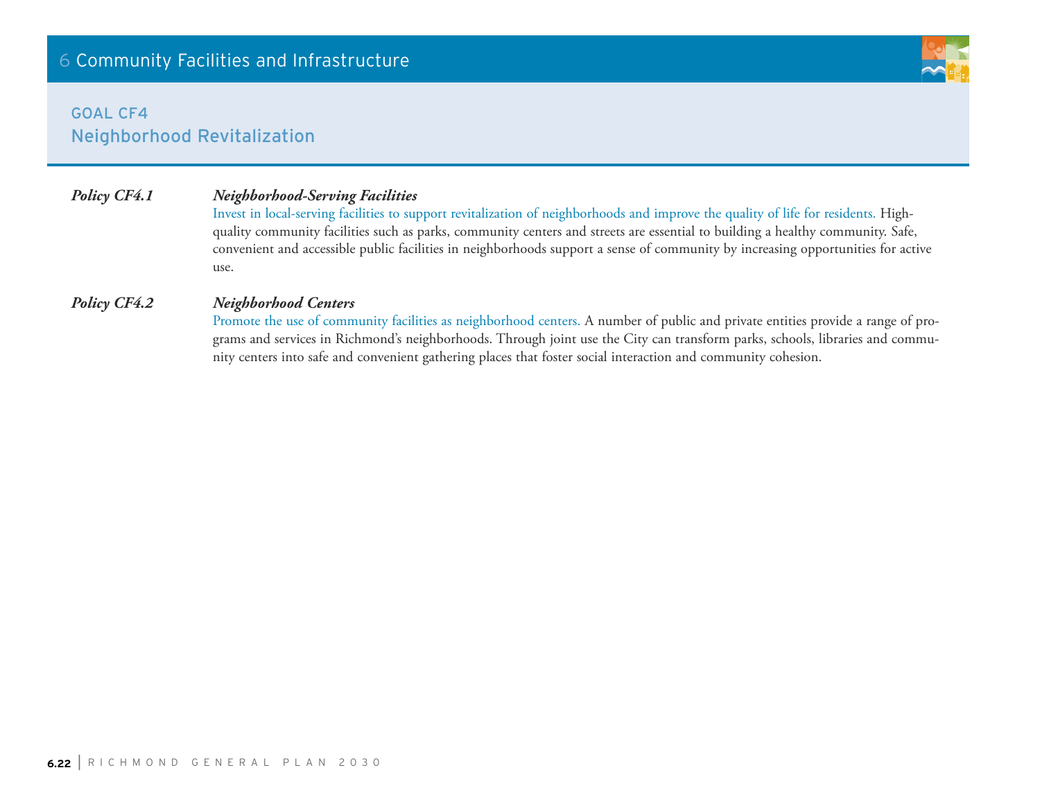## GOAL CF4
## Neighborhood Revitalization

***Policy CF4.1*** ***Neighborhood-Serving Facilities***

Invest in local-serving facilities to support revitalization of neighborhoods and improve the quality of life for residents. High-quality community facilities such as parks, community centers and streets are essential to building a healthy community. Safe, convenient and accessible public facilities in neighborhoods support a sense of community by increasing opportunities for active use.

***Policy CF4.2*** ***Neighborhood Centers***

Promote the use of community facilities as neighborhood centers. A number of public and private entities provide a range of programs and services in Richmond's neighborhoods. Through joint use the City can transform parks, schools, libraries and community centers into safe and convenient gathering places that foster social interaction and community cohesion.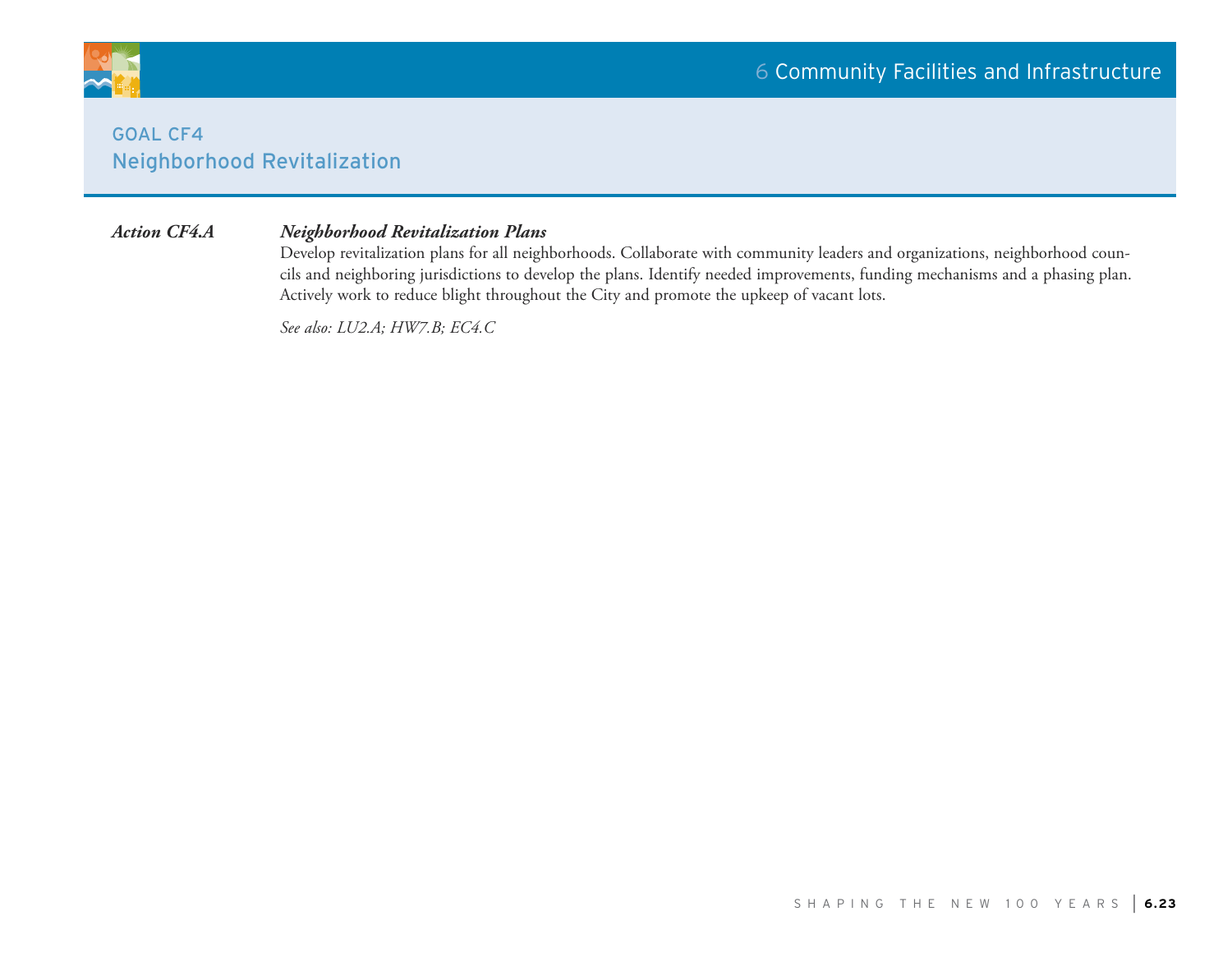## GOAL CF4
## Neighborhood Revitalization

***Action CF4.A*** ***Neighborhood Revitalization Plans***

Develop revitalization plans for all neighborhoods. Collaborate with community leaders and organizations, neighborhood councils and neighboring jurisdictions to develop the plans. Identify needed improvements, funding mechanisms and a phasing plan. Actively work to reduce blight throughout the City and promote the upkeep of vacant lots.

*See also: LU2.A; HW7.B; EC4.C*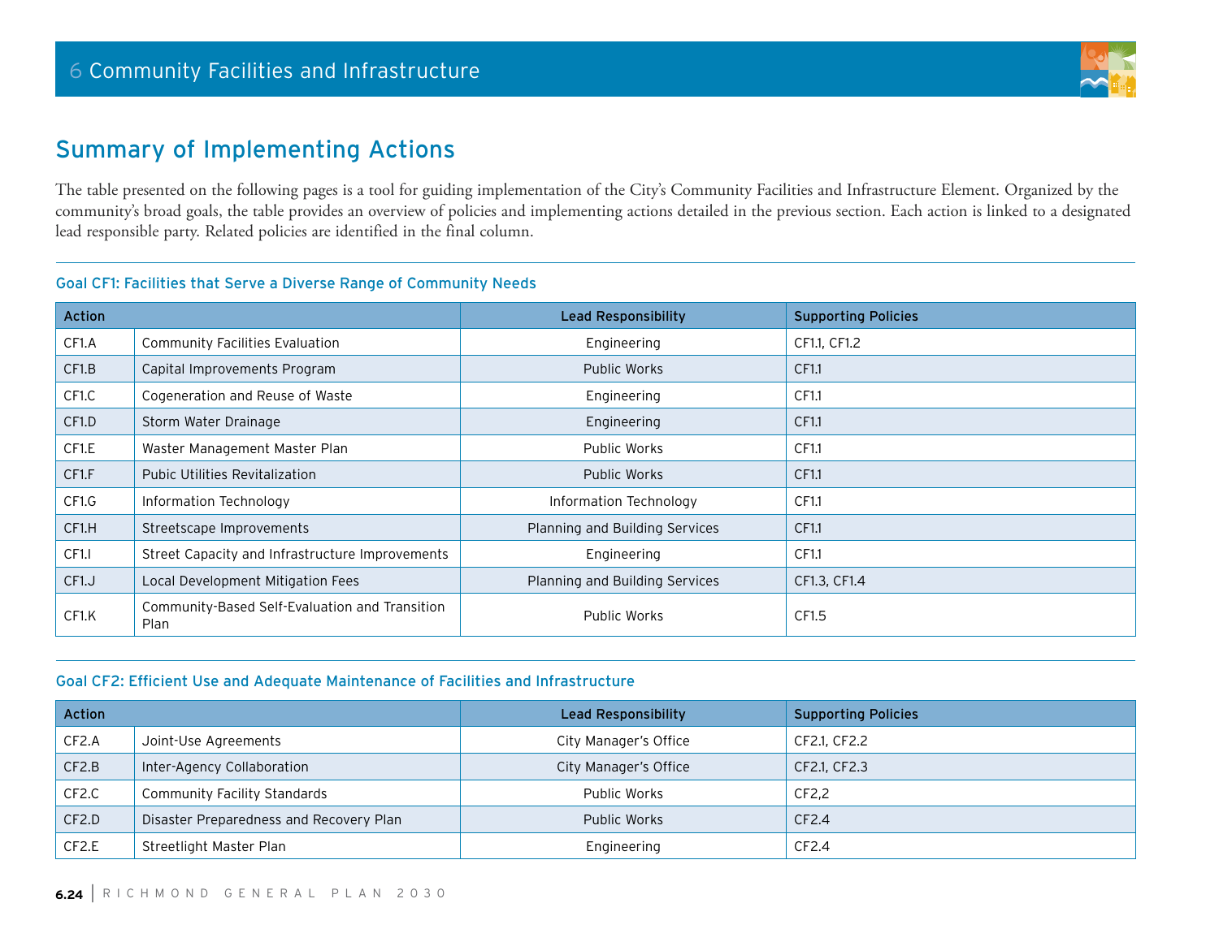## Summary of Implementing Actions

The table presented on the following pages is a tool for guiding implementation of the City's Community Facilities and Infrastructure Element. Organized by the community's broad goals, the table provides an overview of policies and implementing actions detailed in the previous section. Each action is linked to a designated lead responsible party. Related policies are identified in the final column.

### Goal CF1: Facilities that Serve a Diverse Range of Community Needs

| Action | | Lead Responsibility | Supporting Policies |
|---|---|---|---|
| CF1.A | Community Facilities Evaluation | Engineering | CF1.1, CF1.2 |
| CF1.B | Capital Improvements Program | Public Works | CF1.1 |
| CF1.C | Cogeneration and Reuse of Waste | Engineering | CF1.1 |
| CF1.D | Storm Water Drainage | Engineering | CF1.1 |
| CF1.E | Waster Management Master Plan | Public Works | CF1.1 |
| CF1.F | Pubic Utilities Revitalization | Public Works | CF1.1 |
| CF1.G | Information Technology | Information Technology | CF1.1 |
| CF1.H | Streetscape Improvements | Planning and Building Services | CF1.1 |
| CF1.I | Street Capacity and Infrastructure Improvements | Engineering | CF1.1 |
| CF1.J | Local Development Mitigation Fees | Planning and Building Services | CF1.3, CF1.4 |
| CF1.K | Community-Based Self-Evaluation and Transition Plan | Public Works | CF1.5 |

### Goal CF2: Efficient Use and Adequate Maintenance of Facilities and Infrastructure

| Action | | Lead Responsibility | Supporting Policies |
|---|---|---|---|
| CF2.A | Joint-Use Agreements | City Manager's Office | CF2.1, CF2.2 |
| CF2.B | Inter-Agency Collaboration | City Manager's Office | CF2.1, CF2.3 |
| CF2.C | Community Facility Standards | Public Works | CF2,2 |
| CF2.D | Disaster Preparedness and Recovery Plan | Public Works | CF2.4 |
| CF2.E | Streetlight Master Plan | Engineering | CF2.4 |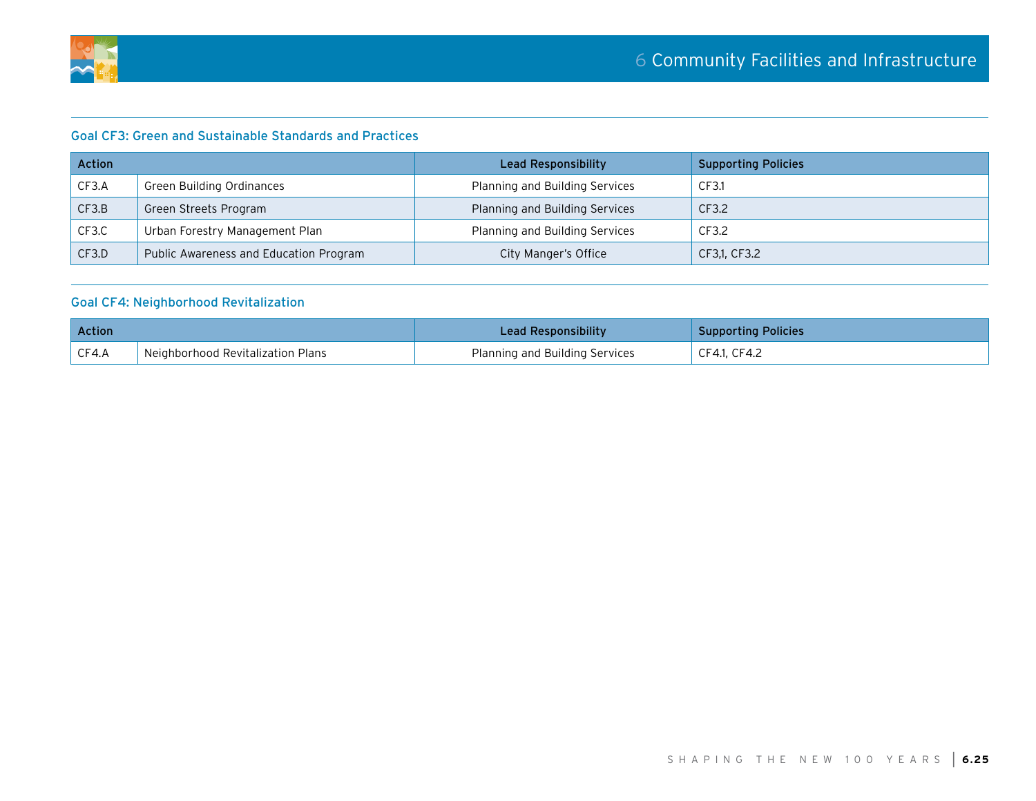## Goal CF3: Green and Sustainable Standards and Practices

| Action | | Lead Responsibility | Supporting Policies |
|---|---|---|---|
| CF3.A | Green Building Ordinances | Planning and Building Services | CF3.1 |
| CF3.B | Green Streets Program | Planning and Building Services | CF3.2 |
| CF3.C | Urban Forestry Management Plan | Planning and Building Services | CF3.2 |
| CF3.D | Public Awareness and Education Program | City Manger's Office | CF3,1, CF3.2 |

## Goal CF4: Neighborhood Revitalization

| Action | | Lead Responsibility | Supporting Policies |
|---|---|---|---|
| CF4.A | Neighborhood Revitalization Plans | Planning and Building Services | CF4.1, CF4.2 |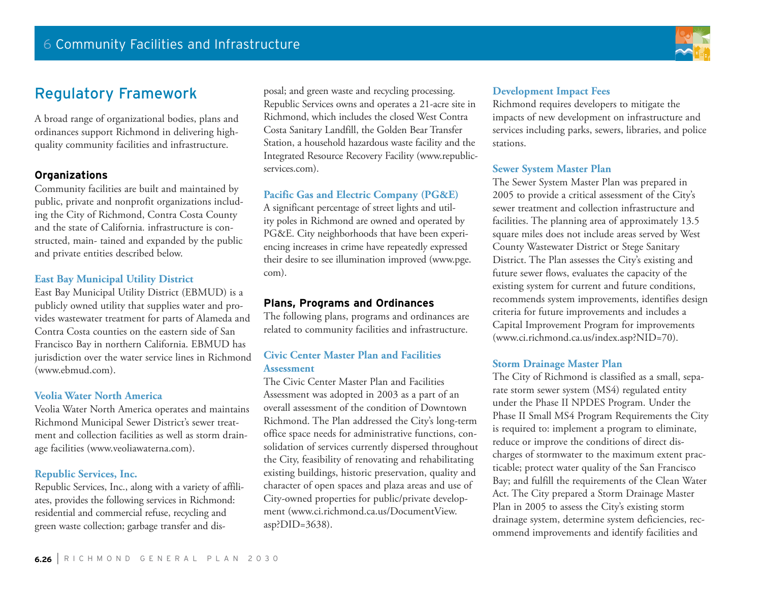## Regulatory Framework

A broad range of organizational bodies, plans and ordinances support Richmond in delivering high-quality community facilities and infrastructure.

### Organizations

Community facilities are built and maintained by public, private and nonprofit organizations including the City of Richmond, Contra Costa County and the state of California. infrastructure is constructed, main- tained and expanded by the public and private entities described below.

#### East Bay Municipal Utility District

East Bay Municipal Utility District (EBMUD) is a publicly owned utility that supplies water and provides wastewater treatment for parts of Alameda and Contra Costa counties on the eastern side of San Francisco Bay in northern California. EBMUD has jurisdiction over the water service lines in Richmond (www.ebmud.com).

#### Veolia Water North America

Veolia Water North America operates and maintains Richmond Municipal Sewer District's sewer treatment and collection facilities as well as storm drainage facilities (www.veoliawaterna.com).

#### Republic Services, Inc.

Republic Services, Inc., along with a variety of affiliates, provides the following services in Richmond: residential and commercial refuse, recycling and green waste collection; garbage transfer and disposal; and green waste and recycling processing. Republic Services owns and operates a 21-acre site in Richmond, which includes the closed West Contra Costa Sanitary Landfill, the Golden Bear Transfer Station, a household hazardous waste facility and the Integrated Resource Recovery Facility (www.republicservices.com).

#### Pacific Gas and Electric Company (PG&E)

A significant percentage of street lights and utility poles in Richmond are owned and operated by PG&E. City neighborhoods that have been experiencing increases in crime have repeatedly expressed their desire to see illumination improved (www.pge.com).

### Plans, Programs and Ordinances

The following plans, programs and ordinances are related to community facilities and infrastructure.

#### Civic Center Master Plan and Facilities Assessment

The Civic Center Master Plan and Facilities Assessment was adopted in 2003 as a part of an overall assessment of the condition of Downtown Richmond. The Plan addressed the City's long-term office space needs for administrative functions, consolidation of services currently dispersed throughout the City, feasibility of renovating and rehabilitating existing buildings, historic preservation, quality and character of open spaces and plaza areas and use of City-owned properties for public/private development (www.ci.richmond.ca.us/DocumentView.asp?DID=3638).

#### Development Impact Fees

Richmond requires developers to mitigate the impacts of new development on infrastructure and services including parks, sewers, libraries, and police stations.

#### Sewer System Master Plan

The Sewer System Master Plan was prepared in 2005 to provide a critical assessment of the City's sewer treatment and collection infrastructure and facilities. The planning area of approximately 13.5 square miles does not include areas served by West County Wastewater District or Stege Sanitary District. The Plan assesses the City's existing and future sewer flows, evaluates the capacity of the existing system for current and future conditions, recommends system improvements, identifies design criteria for future improvements and includes a Capital Improvement Program for improvements (www.ci.richmond.ca.us/index.asp?NID=70).

#### Storm Drainage Master Plan

The City of Richmond is classified as a small, separate storm sewer system (MS4) regulated entity under the Phase II NPDES Program. Under the Phase II Small MS4 Program Requirements the City is required to: implement a program to eliminate, reduce or improve the conditions of direct discharges of stormwater to the maximum extent practicable; protect water quality of the San Francisco Bay; and fulfill the requirements of the Clean Water Act. The City prepared a Storm Drainage Master Plan in 2005 to assess the City's existing storm drainage system, determine system deficiencies, recommend improvements and identify facilities and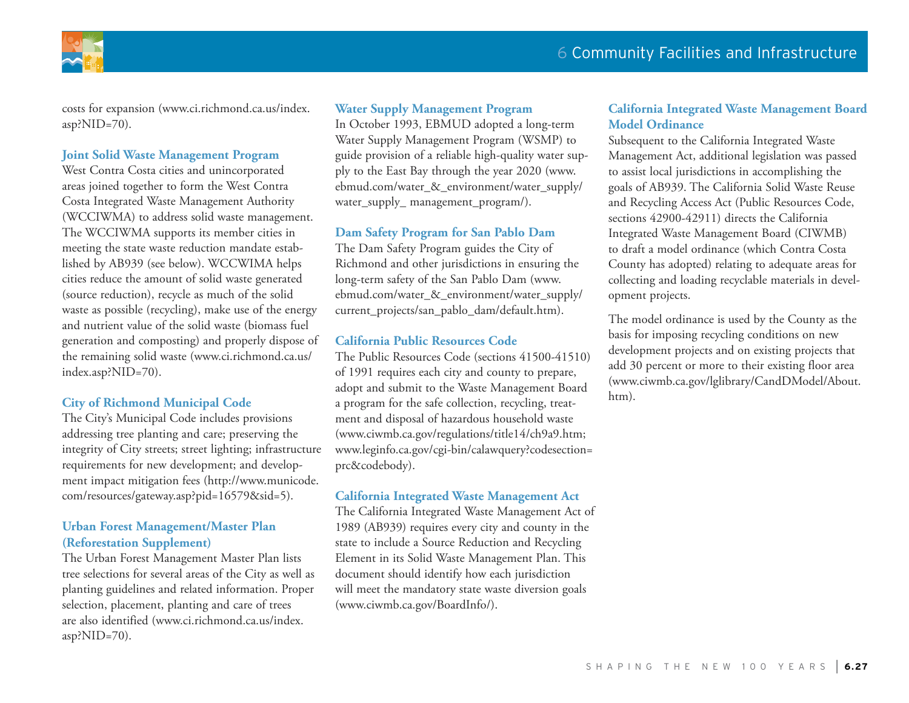costs for expansion (www.ci.richmond.ca.us/index.asp?NID=70).

### Joint Solid Waste Management Program

West Contra Costa cities and unincorporated areas joined together to form the West Contra Costa Integrated Waste Management Authority (WCCIWMA) to address solid waste management. The WCCIWMA supports its member cities in meeting the state waste reduction mandate established by AB939 (see below). WCCWIMA helps cities reduce the amount of solid waste generated (source reduction), recycle as much of the solid waste as possible (recycling), make use of the energy and nutrient value of the solid waste (biomass fuel generation and composting) and properly dispose of the remaining solid waste (www.ci.richmond.ca.us/index.asp?NID=70).

### City of Richmond Municipal Code

The City's Municipal Code includes provisions addressing tree planting and care; preserving the integrity of City streets; street lighting; infrastructure requirements for new development; and development impact mitigation fees (http://www.municode.com/resources/gateway.asp?pid=16579&sid=5).

### Urban Forest Management/Master Plan (Reforestation Supplement)

The Urban Forest Management Master Plan lists tree selections for several areas of the City as well as planting guidelines and related information. Proper selection, placement, planting and care of trees are also identified (www.ci.richmond.ca.us/index.asp?NID=70).

### Water Supply Management Program

In October 1993, EBMUD adopted a long-term Water Supply Management Program (WSMP) to guide provision of a reliable high-quality water supply to the East Bay through the year 2020 (www.ebmud.com/water_&_environment/water_supply/water_supply_ management_program/).

### Dam Safety Program for San Pablo Dam

The Dam Safety Program guides the City of Richmond and other jurisdictions in ensuring the long-term safety of the San Pablo Dam (www.ebmud.com/water_&_environment/water_supply/current_projects/san_pablo_dam/default.htm).

### California Public Resources Code

The Public Resources Code (sections 41500-41510) of 1991 requires each city and county to prepare, adopt and submit to the Waste Management Board a program for the safe collection, recycling, treatment and disposal of hazardous household waste (www.ciwmb.ca.gov/regulations/title14/ch9a9.htm; www.leginfo.ca.gov/cgi-bin/calawquery?codesection=prc&codebody).

### California Integrated Waste Management Act

The California Integrated Waste Management Act of 1989 (AB939) requires every city and county in the state to include a Source Reduction and Recycling Element in its Solid Waste Management Plan. This document should identify how each jurisdiction will meet the mandatory state waste diversion goals (www.ciwmb.ca.gov/BoardInfo/).

### California Integrated Waste Management Board Model Ordinance

Subsequent to the California Integrated Waste Management Act, additional legislation was passed to assist local jurisdictions in accomplishing the goals of AB939. The California Solid Waste Reuse and Recycling Access Act (Public Resources Code, sections 42900-42911) directs the California Integrated Waste Management Board (CIWMB) to draft a model ordinance (which Contra Costa County has adopted) relating to adequate areas for collecting and loading recyclable materials in development projects.

The model ordinance is used by the County as the basis for imposing recycling conditions on new development projects and on existing projects that add 30 percent or more to their existing floor area (www.ciwmb.ca.gov/lglibrary/CandDModel/About.htm).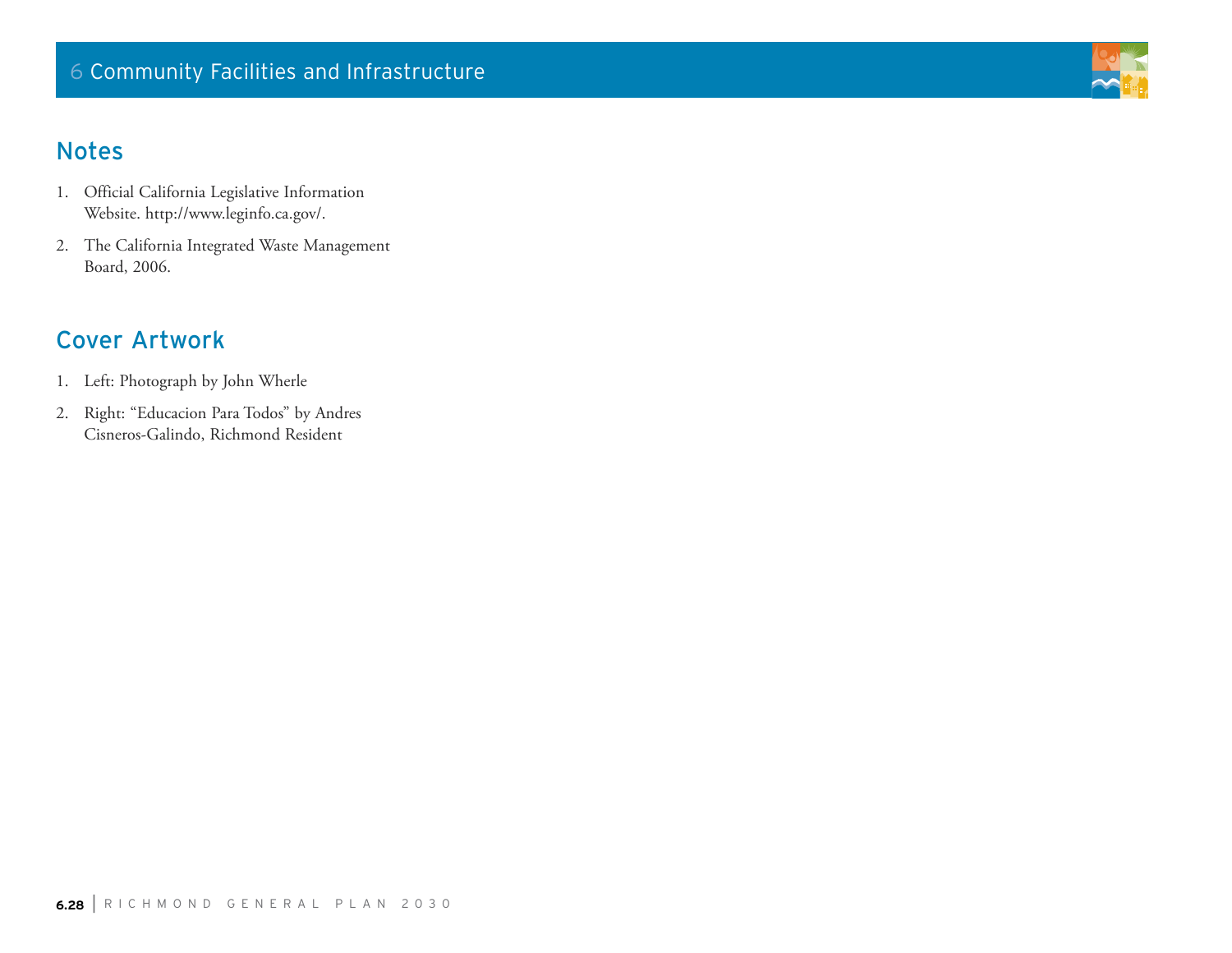## Notes

1. Official California Legislative Information Website. http://www.leginfo.ca.gov/.
2. The California Integrated Waste Management Board, 2006.

## Cover Artwork

1. Left: Photograph by John Wherle
2. Right: "Educacion Para Todos" by Andres Cisneros-Galindo, Richmond Resident